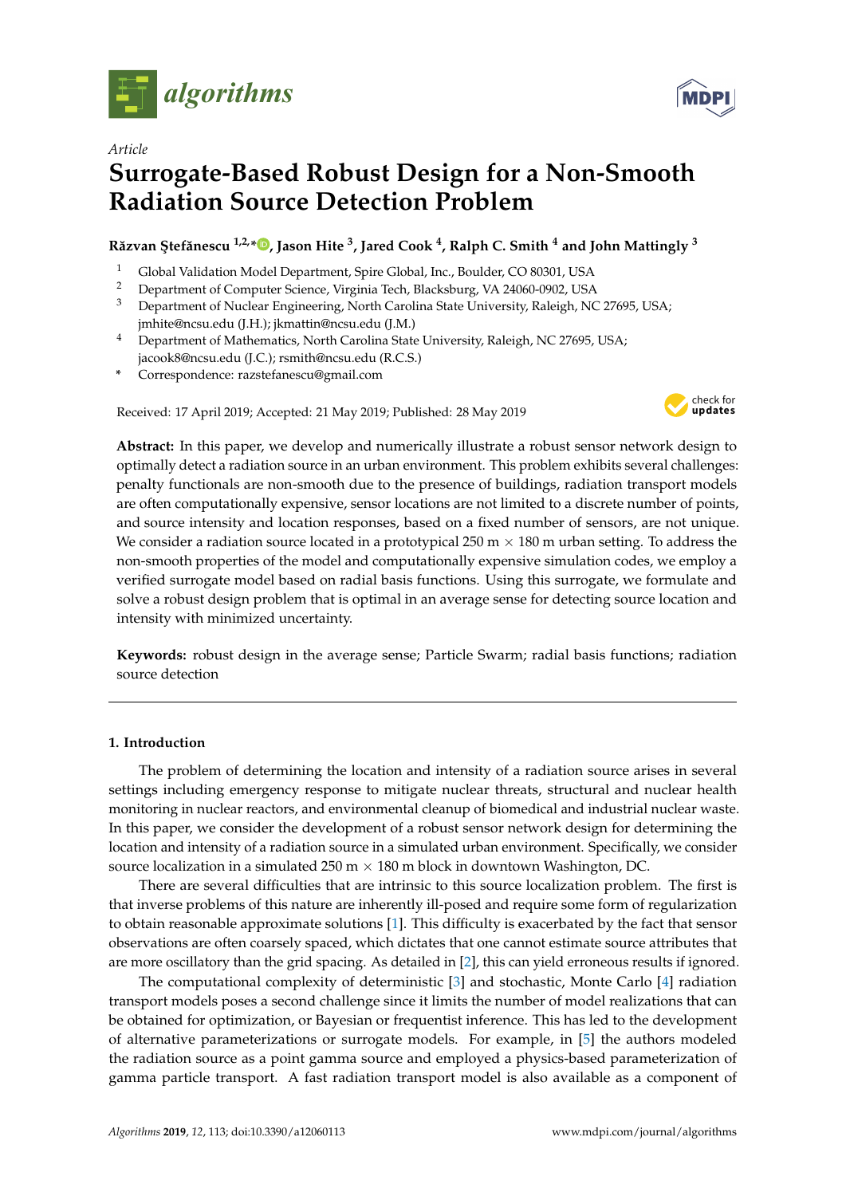*Article*

# Surrogate-Based Robust Design for a Non-Smooth Radiation Source Detection Problem

**Răzvan Ştefănescu [1,2,*], Jason Hite [3], Jared Cook [4], Ralph C. Smith [4] and John Mattingly [3]**

[1] Global Validation Model Department, Spire Global, Inc., Boulder, CO 80301, USA
[2] Department of Computer Science, Virginia Tech, Blacksburg, VA 24060-0902, USA
[3] Department of Nuclear Engineering, North Carolina State University, Raleigh, NC 27695, USA; jmhite@ncsu.edu (J.H.); jkmattin@ncsu.edu (J.M.)
[4] Department of Mathematics, North Carolina State University, Raleigh, NC 27695, USA; jacook8@ncsu.edu (J.C.); rsmith@ncsu.edu (R.C.S.)
\* Correspondence: razstefanescu@gmail.com

Received: 17 April 2019; Accepted: 21 May 2019; Published: 28 May 2019

**Abstract:** In this paper, we develop and numerically illustrate a robust sensor network design to optimally detect a radiation source in an urban environment. This problem exhibits several challenges: penalty functionals are non-smooth due to the presence of buildings, radiation transport models are often computationally expensive, sensor locations are not limited to a discrete number of points, and source intensity and location responses, based on a fixed number of sensors, are not unique. We consider a radiation source located in a prototypical 250 m × 180 m urban setting. To address the non-smooth properties of the model and computationally expensive simulation codes, we employ a verified surrogate model based on radial basis functions. Using this surrogate, we formulate and solve a robust design problem that is optimal in an average sense for detecting source location and intensity with minimized uncertainty.

**Keywords:** robust design in the average sense; Particle Swarm; radial basis functions; radiation source detection

## 1. Introduction

The problem of determining the location and intensity of a radiation source arises in several settings including emergency response to mitigate nuclear threats, structural and nuclear health monitoring in nuclear reactors, and environmental cleanup of biomedical and industrial nuclear waste. In this paper, we consider the development of a robust sensor network design for determining the location and intensity of a radiation source in a simulated urban environment. Specifically, we consider source localization in a simulated 250 m × 180 m block in downtown Washington, DC.

There are several difficulties that are intrinsic to this source localization problem. The first is that inverse problems of this nature are inherently ill-posed and require some form of regularization to obtain reasonable approximate solutions [1]. This difficulty is exacerbated by the fact that sensor observations are often coarsely spaced, which dictates that one cannot estimate source attributes that are more oscillatory than the grid spacing. As detailed in [2], this can yield erroneous results if ignored.

The computational complexity of deterministic [3] and stochastic, Monte Carlo [4] radiation transport models poses a second challenge since it limits the number of model realizations that can be obtained for optimization, or Bayesian or frequentist inference. This has led to the development of alternative parameterizations or surrogate models. For example, in [5] the authors modeled the radiation source as a point gamma source and employed a physics-based parameterization of gamma particle transport. A fast radiation transport model is also available as a component of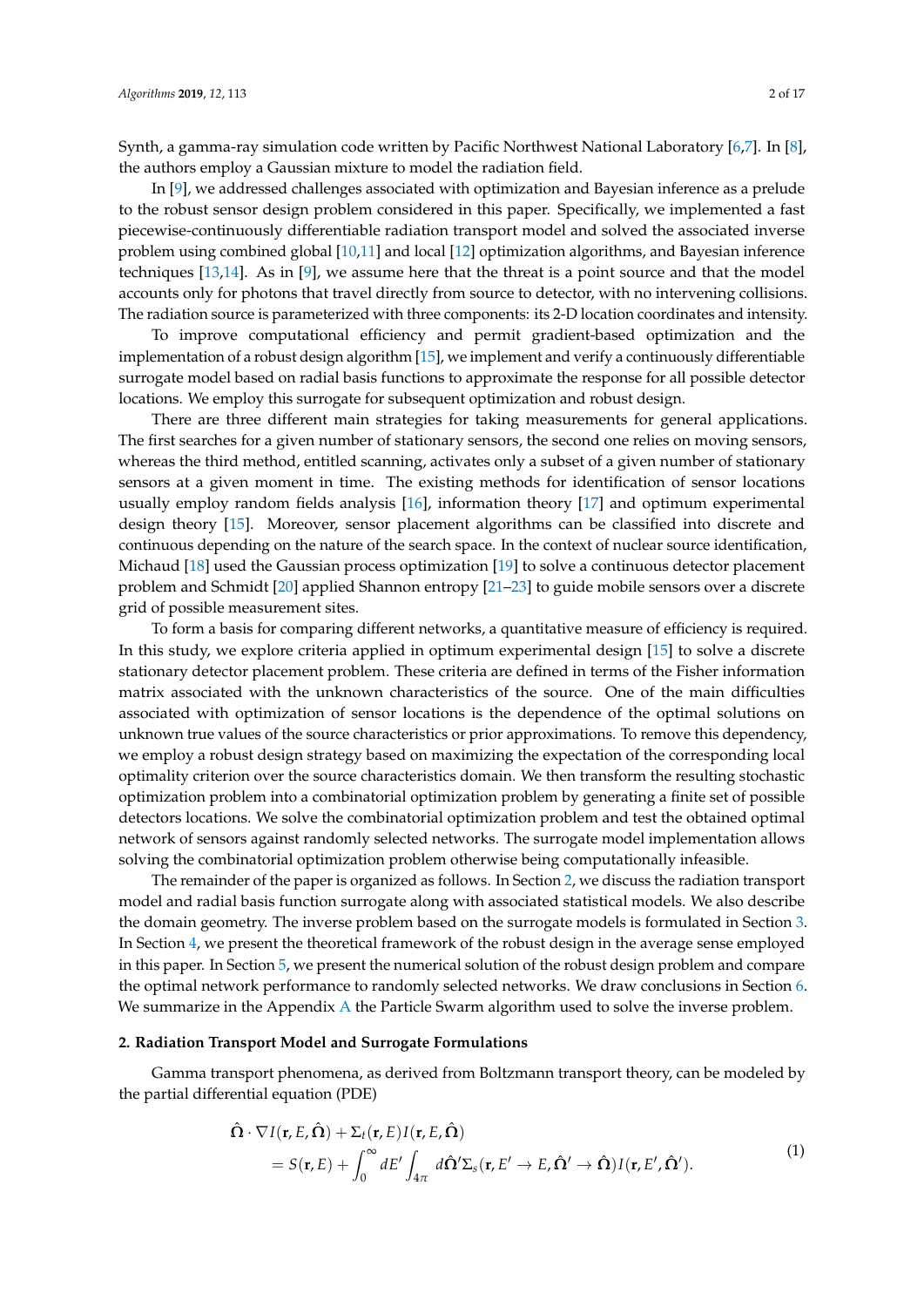Synth, a gamma-ray simulation code written by Pacific Northwest National Laboratory [6,7]. In [8], the authors employ a Gaussian mixture to model the radiation field.

In [9], we addressed challenges associated with optimization and Bayesian inference as a prelude to the robust sensor design problem considered in this paper. Specifically, we implemented a fast piecewise-continuously differentiable radiation transport model and solved the associated inverse problem using combined global [10,11] and local [12] optimization algorithms, and Bayesian inference techniques [13,14]. As in [9], we assume here that the threat is a point source and that the model accounts only for photons that travel directly from source to detector, with no intervening collisions. The radiation source is parameterized with three components: its 2-D location coordinates and intensity.

To improve computational efficiency and permit gradient-based optimization and the implementation of a robust design algorithm [15], we implement and verify a continuously differentiable surrogate model based on radial basis functions to approximate the response for all possible detector locations. We employ this surrogate for subsequent optimization and robust design.

There are three different main strategies for taking measurements for general applications. The first searches for a given number of stationary sensors, the second one relies on moving sensors, whereas the third method, entitled scanning, activates only a subset of a given number of stationary sensors at a given moment in time. The existing methods for identification of sensor locations usually employ random fields analysis [16], information theory [17] and optimum experimental design theory [15]. Moreover, sensor placement algorithms can be classified into discrete and continuous depending on the nature of the search space. In the context of nuclear source identification, Michaud [18] used the Gaussian process optimization [19] to solve a continuous detector placement problem and Schmidt [20] applied Shannon entropy [21–23] to guide mobile sensors over a discrete grid of possible measurement sites.

To form a basis for comparing different networks, a quantitative measure of efficiency is required. In this study, we explore criteria applied in optimum experimental design [15] to solve a discrete stationary detector placement problem. These criteria are defined in terms of the Fisher information matrix associated with the unknown characteristics of the source. One of the main difficulties associated with optimization of sensor locations is the dependence of the optimal solutions on unknown true values of the source characteristics or prior approximations. To remove this dependency, we employ a robust design strategy based on maximizing the expectation of the corresponding local optimality criterion over the source characteristics domain. We then transform the resulting stochastic optimization problem into a combinatorial optimization problem by generating a finite set of possible detectors locations. We solve the combinatorial optimization problem and test the obtained optimal network of sensors against randomly selected networks. The surrogate model implementation allows solving the combinatorial optimization problem otherwise being computationally infeasible.

The remainder of the paper is organized as follows. In Section 2, we discuss the radiation transport model and radial basis function surrogate along with associated statistical models. We also describe the domain geometry. The inverse problem based on the surrogate models is formulated in Section 3. In Section 4, we present the theoretical framework of the robust design in the average sense employed in this paper. In Section 5, we present the numerical solution of the robust design problem and compare the optimal network performance to randomly selected networks. We draw conclusions in Section 6. We summarize in the Appendix A the Particle Swarm algorithm used to solve the inverse problem.

## 2. Radiation Transport Model and Surrogate Formulations

Gamma transport phenomena, as derived from Boltzmann transport theory, can be modeled by the partial differential equation (PDE)

$$
\begin{aligned}
&\hat{\boldsymbol{\Omega}} \cdot \nabla I(\mathbf{r}, E, \hat{\boldsymbol{\Omega}}) + \Sigma_t(\mathbf{r}, E) I(\mathbf{r}, E, \hat{\boldsymbol{\Omega}}) \\
&\quad = S(\mathbf{r}, E) + \int_0^\infty dE' \int_{4\pi} d\hat{\boldsymbol{\Omega}}' \Sigma_s(\mathbf{r}, E' \to E, \hat{\boldsymbol{\Omega}}' \to \hat{\boldsymbol{\Omega}}) I(\mathbf{r}, E', \hat{\boldsymbol{\Omega}}').
\end{aligned}
\tag{1}
$$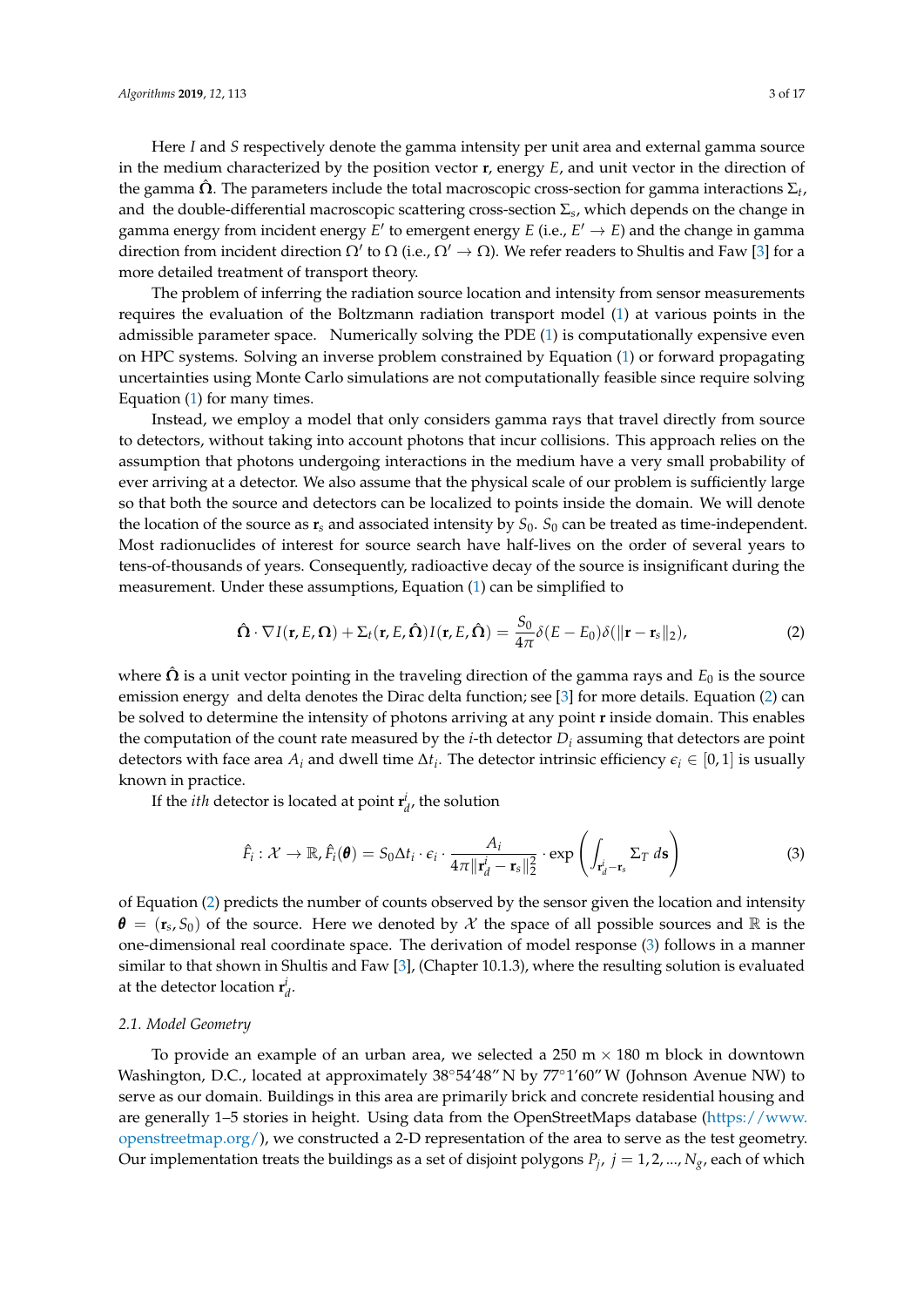Here $I$ and $S$ respectively denote the gamma intensity per unit area and external gamma source in the medium characterized by the position vector $\mathbf{r}$, energy $E$, and unit vector in the direction of the gamma $\hat{\mathbf{\Omega}}$. The parameters include the total macroscopic cross-section for gamma interactions $\Sigma_t$, and the double-differential macroscopic scattering cross-section $\Sigma_s$, which depends on the change in gamma energy from incident energy $E'$ to emergent energy $E$ (i.e., $E' \rightarrow E$) and the change in gamma direction from incident direction $\Omega'$ to $\Omega$ (i.e., $\Omega' \rightarrow \Omega$). We refer readers to Shultis and Faw [3] for a more detailed treatment of transport theory.

The problem of inferring the radiation source location and intensity from sensor measurements requires the evaluation of the Boltzmann radiation transport model (1) at various points in the admissible parameter space. Numerically solving the PDE (1) is computationally expensive even on HPC systems. Solving an inverse problem constrained by Equation (1) or forward propagating uncertainties using Monte Carlo simulations are not computationally feasible since require solving Equation (1) for many times.

Instead, we employ a model that only considers gamma rays that travel directly from source to detectors, without taking into account photons that incur collisions. This approach relies on the assumption that photons undergoing interactions in the medium have a very small probability of ever arriving at a detector. We also assume that the physical scale of our problem is sufficiently large so that both the source and detectors can be localized to points inside the domain. We will denote the location of the source as $\mathbf{r}_s$ and associated intensity by $S_0$. $S_0$ can be treated as time-independent. Most radionuclides of interest for source search have half-lives on the order of several years to tens-of-thousands of years. Consequently, radioactive decay of the source is insignificant during the measurement. Under these assumptions, Equation (1) can be simplified to

$$\hat{\mathbf{\Omega}} \cdot \nabla I(\mathbf{r}, E, \mathbf{\Omega}) + \Sigma_t(\mathbf{r}, E, \hat{\mathbf{\Omega}}) I(\mathbf{r}, E, \hat{\mathbf{\Omega}}) = \frac{S_0}{4\pi} \delta(E - E_0) \delta(\|\mathbf{r} - \mathbf{r}_s\|_2), \tag{2}$$

where $\hat{\mathbf{\Omega}}$ is a unit vector pointing in the traveling direction of the gamma rays and $E_0$ is the source emission energy and delta denotes the Dirac delta function; see [3] for more details. Equation (2) can be solved to determine the intensity of photons arriving at any point $\mathbf{r}$ inside domain. This enables the computation of the count rate measured by the $i$-th detector $D_i$ assuming that detectors are point detectors with face area $A_i$ and dwell time $\Delta t_i$. The detector intrinsic efficiency $\epsilon_i \in [0, 1]$ is usually known in practice.

If the *ith* detector is located at point $\mathbf{r}_d^i$, the solution

$$\hat{F}_i : \mathcal{X} \rightarrow \mathbb{R}, \hat{F}_i(\boldsymbol{\theta}) = S_0 \Delta t_i \cdot \epsilon_i \cdot \frac{A_i}{4\pi \|\mathbf{r}_d^i - \mathbf{r}_s\|_2^2} \cdot \exp\left( \int_{\mathbf{r}_d^i - \mathbf{r}_s} \Sigma_T \, d\mathbf{s} \right) \tag{3}$$

of Equation (2) predicts the number of counts observed by the sensor given the location and intensity $\boldsymbol{\theta} = (\mathbf{r}_s, S_0)$ of the source. Here we denoted by $\mathcal{X}$ the space of all possible sources and $\mathbb{R}$ is the one-dimensional real coordinate space. The derivation of model response (3) follows in a manner similar to that shown in Shultis and Faw [3], (Chapter 10.1.3), where the resulting solution is evaluated at the detector location $\mathbf{r}_d^i$.

### 2.1. Model Geometry

To provide an example of an urban area, we selected a 250 m × 180 m block in downtown Washington, D.C., located at approximately 38°54′48″ N by 77°1′60″ W (Johnson Avenue NW) to serve as our domain. Buildings in this area are primarily brick and concrete residential housing and are generally 1–5 stories in height. Using data from the OpenStreetMaps database (https://www.openstreetmap.org/), we constructed a 2-D representation of the area to serve as the test geometry. Our implementation treats the buildings as a set of disjoint polygons $P_j$, $j = 1, 2, ..., N_g$, each of which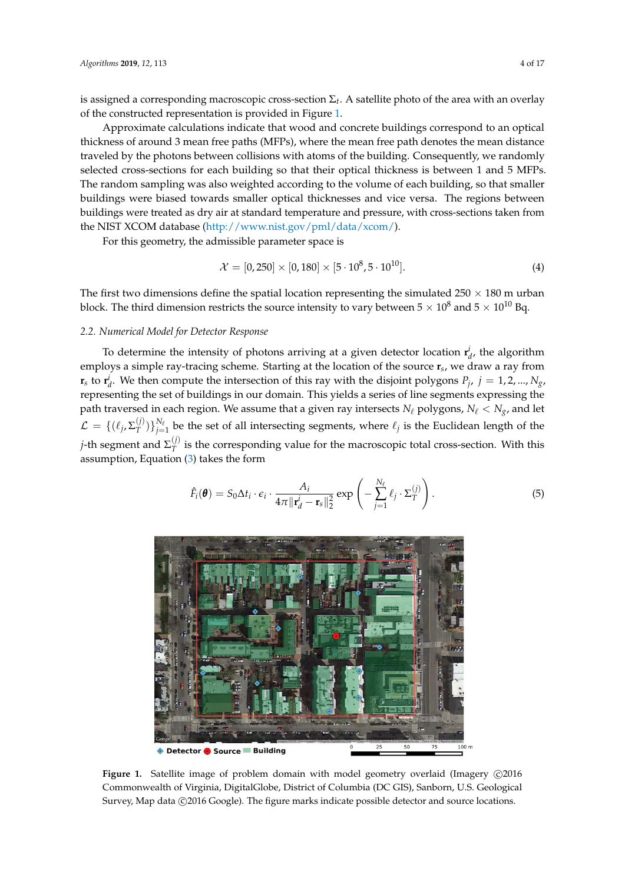is assigned a corresponding macroscopic cross-section $\Sigma_t$. A satellite photo of the area with an overlay of the constructed representation is provided in Figure 1.

Approximate calculations indicate that wood and concrete buildings correspond to an optical thickness of around 3 mean free paths (MFPs), where the mean free path denotes the mean distance traveled by the photons between collisions with atoms of the building. Consequently, we randomly selected cross-sections for each building so that their optical thickness is between 1 and 5 MFPs. The random sampling was also weighted according to the volume of each building, so that smaller buildings were biased towards smaller optical thicknesses and vice versa. The regions between buildings were treated as dry air at standard temperature and pressure, with cross-sections taken from the NIST XCOM database (http://www.nist.gov/pml/data/xcom/).

For this geometry, the admissible parameter space is

$$\mathcal{X} = [0, 250] \times [0, 180] \times [5 \cdot 10^8, 5 \cdot 10^{10}]. \tag{4}$$

The first two dimensions define the spatial location representing the simulated 250 × 180 m urban block. The third dimension restricts the source intensity to vary between $5 \times 10^8$ and $5 \times 10^{10}$ Bq.

### 2.2. Numerical Model for Detector Response

To determine the intensity of photons arriving at a given detector location $\mathbf{r}_d^i$, the algorithm employs a simple ray-tracing scheme. Starting at the location of the source $\mathbf{r}_s$, we draw a ray from $\mathbf{r}_s$ to $\mathbf{r}_d^i$. We then compute the intersection of this ray with the disjoint polygons $P_j$, $j = 1, 2, ..., N_g$, representing the set of buildings in our domain. This yields a series of line segments expressing the path traversed in each region. We assume that a given ray intersects $N_\ell$ polygons, $N_\ell < N_g$, and let $\mathcal{L} = \{(\ell_j, \Sigma_T^{(j)})\}_{j=1}^{N_\ell}$ be the set of all intersecting segments, where $\ell_j$ is the Euclidean length of the $j$-th segment and $\Sigma_T^{(j)}$ is the corresponding value for the macroscopic total cross-section. With this assumption, Equation (3) takes the form

$$\hat{F}_i(\boldsymbol{\theta}) = S_0 \Delta t_i \cdot \epsilon_i \cdot \frac{A_i}{4\pi \|\mathbf{r}_d^i - \mathbf{r}_s\|_2^2} \exp\left( - \sum_{j=1}^{N_\ell} \ell_j \cdot \Sigma_T^{(j)} \right). \tag{5}$$

**Figure 1.** Satellite image of problem domain with model geometry overlaid (Imagery ©2016 Commonwealth of Virginia, DigitalGlobe, District of Columbia (DC GIS), Sanborn, U.S. Geological Survey, Map data ©2016 Google). The figure marks indicate possible detector and source locations.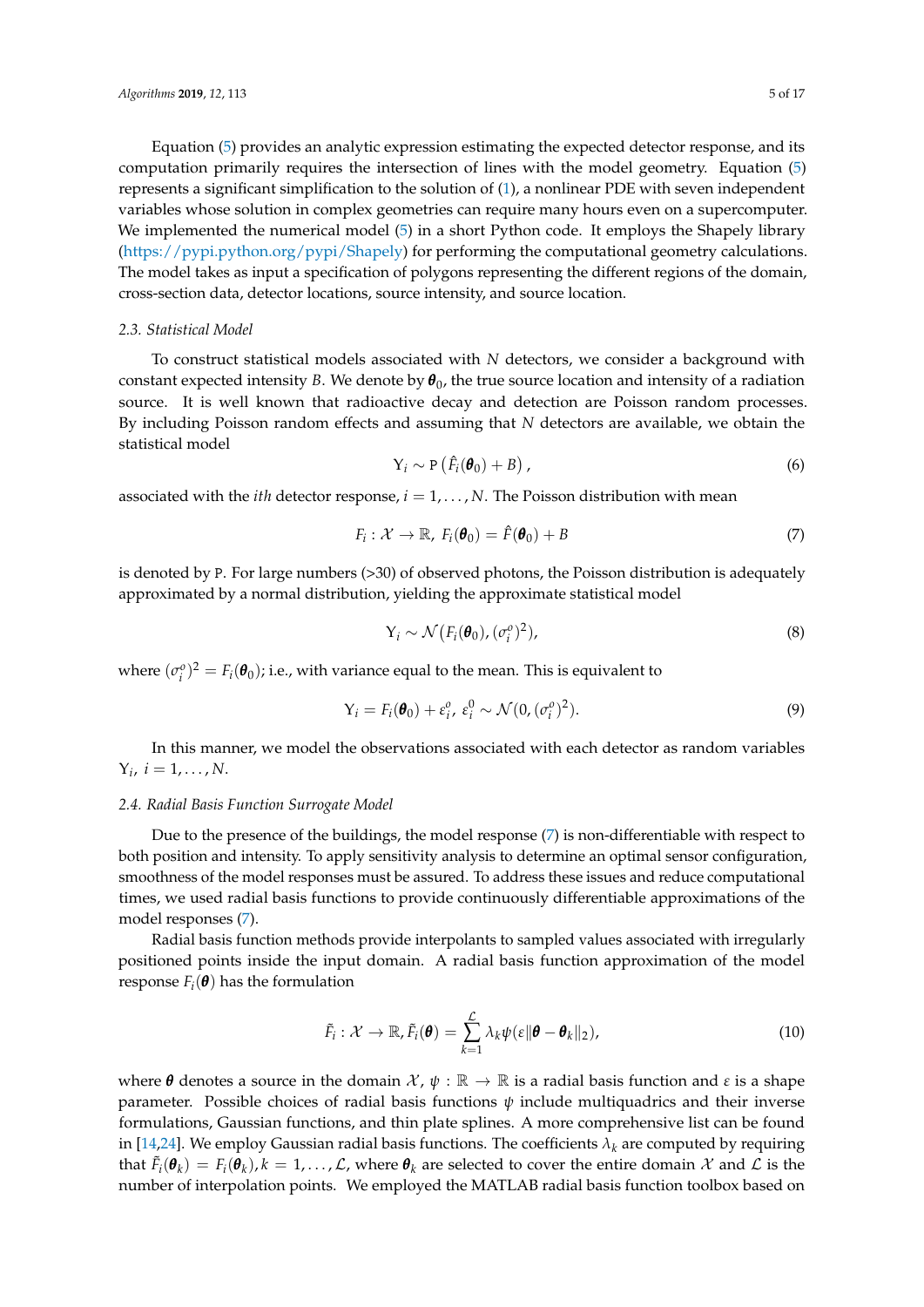Equation (5) provides an analytic expression estimating the expected detector response, and its computation primarily requires the intersection of lines with the model geometry. Equation (5) represents a significant simplification to the solution of (1), a nonlinear PDE with seven independent variables whose solution in complex geometries can require many hours even on a supercomputer. We implemented the numerical model (5) in a short Python code. It employs the Shapely library (https://pypi.python.org/pypi/Shapely) for performing the computational geometry calculations. The model takes as input a specification of polygons representing the different regions of the domain, cross-section data, detector locations, source intensity, and source location.

### 2.3. Statistical Model

To construct statistical models associated with $N$ detectors, we consider a background with constant expected intensity $B$. We denote by $\boldsymbol{\theta}_0$, the true source location and intensity of a radiation source. It is well known that radioactive decay and detection are Poisson random processes. By including Poisson random effects and assuming that $N$ detectors are available, we obtain the statistical model

$$\mathrm{Y}_i \sim \mathrm{P}\left(\hat{F}_i(\boldsymbol{\theta}_0) + B\right), \tag{6}$$

associated with the *ith* detector response, $i = 1, \ldots, N$. The Poisson distribution with mean

$$F_i : \mathcal{X} \to \mathbb{R},\ F_i(\boldsymbol{\theta}_0) = \hat{F}(\boldsymbol{\theta}_0) + B \tag{7}$$

is denoted by P. For large numbers (>30) of observed photons, the Poisson distribution is adequately approximated by a normal distribution, yielding the approximate statistical model

$$\mathrm{Y}_i \sim \mathcal{N}\big(F_i(\boldsymbol{\theta}_0), (\sigma_i^o)^2\big), \tag{8}$$

where $(\sigma_i^o)^2 = F_i(\boldsymbol{\theta}_0)$; i.e., with variance equal to the mean. This is equivalent to

$$\mathrm{Y}_i = F_i(\boldsymbol{\theta}_0) + \varepsilon_i^o,\ \varepsilon_i^0 \sim \mathcal{N}(0, (\sigma_i^o)^2). \tag{9}$$

In this manner, we model the observations associated with each detector as random variables $\mathrm{Y}_i,\ i = 1, \ldots, N$.

### 2.4. Radial Basis Function Surrogate Model

Due to the presence of the buildings, the model response (7) is non-differentiable with respect to both position and intensity. To apply sensitivity analysis to determine an optimal sensor configuration, smoothness of the model responses must be assured. To address these issues and reduce computational times, we used radial basis functions to provide continuously differentiable approximations of the model responses (7).

Radial basis function methods provide interpolants to sampled values associated with irregularly positioned points inside the input domain. A radial basis function approximation of the model response $F_i(\boldsymbol{\theta})$ has the formulation

$$\tilde{F}_i : \mathcal{X} \to \mathbb{R}, \tilde{F}_i(\boldsymbol{\theta}) = \sum_{k=1}^{\mathcal{L}} \lambda_k \psi(\varepsilon \|\boldsymbol{\theta} - \boldsymbol{\theta}_k\|_2), \tag{10}$$

where $\boldsymbol{\theta}$ denotes a source in the domain $\mathcal{X}$, $\psi : \mathbb{R} \to \mathbb{R}$ is a radial basis function and $\varepsilon$ is a shape parameter. Possible choices of radial basis functions $\psi$ include multiquadrics and their inverse formulations, Gaussian functions, and thin plate splines. A more comprehensive list can be found in [14,24]. We employ Gaussian radial basis functions. The coefficients $\lambda_k$ are computed by requiring that $\tilde{F}_i(\boldsymbol{\theta}_k) = F_i(\boldsymbol{\theta}_k), k = 1, \ldots, \mathcal{L}$, where $\boldsymbol{\theta}_k$ are selected to cover the entire domain $\mathcal{X}$ and $\mathcal{L}$ is the number of interpolation points. We employed the MATLAB radial basis function toolbox based on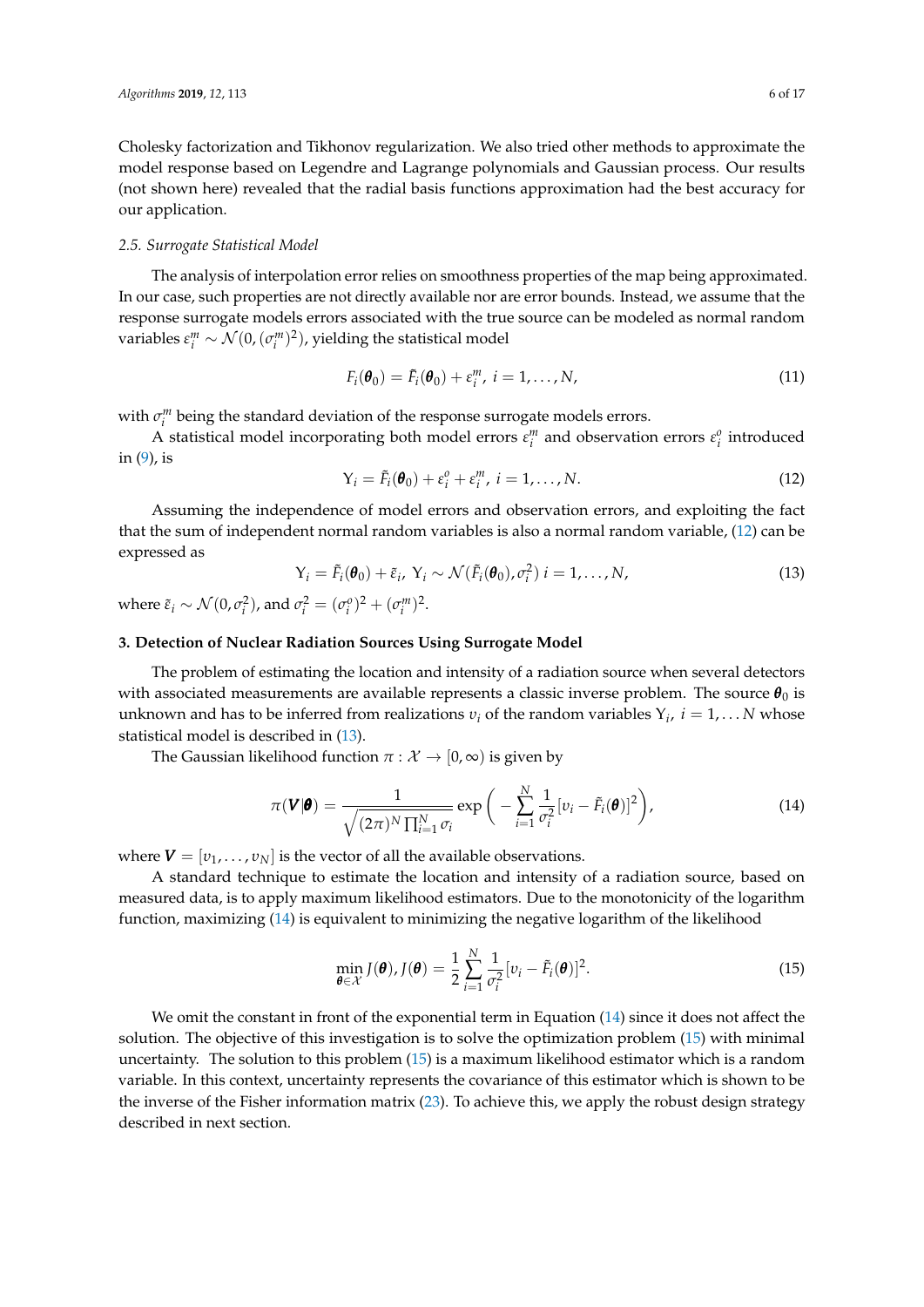Cholesky factorization and Tikhonov regularization. We also tried other methods to approximate the model response based on Legendre and Lagrange polynomials and Gaussian process. Our results (not shown here) revealed that the radial basis functions approximation had the best accuracy for our application.

### *2.5. Surrogate Statistical Model*

The analysis of interpolation error relies on smoothness properties of the map being approximated. In our case, such properties are not directly available nor are error bounds. Instead, we assume that the response surrogate models errors associated with the true source can be modeled as normal random variables $\varepsilon_i^m \sim \mathcal{N}(0, (\sigma_i^m)^2)$, yielding the statistical model

$$F_i(\boldsymbol{\theta}_0) = \tilde{F}_i(\boldsymbol{\theta}_0) + \varepsilon_i^m,\ i = 1, \ldots, N, \tag{11}$$

with $\sigma_i^m$ being the standard deviation of the response surrogate models errors.

A statistical model incorporating both model errors $\varepsilon_i^m$ and observation errors $\varepsilon_i^o$ introduced in (9), is

$$\mathrm{Y}_i = \tilde{F}_i(\boldsymbol{\theta}_0) + \varepsilon_i^o + \varepsilon_i^m,\ i = 1, \ldots, N. \tag{12}$$

Assuming the independence of model errors and observation errors, and exploiting the fact that the sum of independent normal random variables is also a normal random variable, (12) can be expressed as

$$\mathrm{Y}_i = \tilde{F}_i(\boldsymbol{\theta}_0) + \tilde{\varepsilon}_i,\ \mathrm{Y}_i \sim \mathcal{N}(\tilde{F}_i(\boldsymbol{\theta}_0), \sigma_i^2)\ i = 1, \ldots, N, \tag{13}$$

where $\tilde{\varepsilon}_i \sim \mathcal{N}(0, \sigma_i^2)$, and $\sigma_i^2 = (\sigma_i^o)^2 + (\sigma_i^m)^2$.

## 3. Detection of Nuclear Radiation Sources Using Surrogate Model

The problem of estimating the location and intensity of a radiation source when several detectors with associated measurements are available represents a classic inverse problem. The source $\boldsymbol{\theta}_0$ is unknown and has to be inferred from realizations $v_i$ of the random variables $\mathrm{Y}_i$, $i = 1, \ldots N$ whose statistical model is described in (13).

The Gaussian likelihood function $\pi : \mathcal{X} \to [0, \infty)$ is given by

$$\pi(\boldsymbol{V}|\boldsymbol{\theta}) = \frac{1}{\sqrt{(2\pi)^N \prod_{i=1}^N \sigma_i}} \exp\bigg( -\sum_{i=1}^N \frac{1}{\sigma_i^2}[v_i - \tilde{F}_i(\boldsymbol{\theta})]^2 \bigg), \tag{14}$$

where $\boldsymbol{V} = [v_1, \ldots, v_N]$ is the vector of all the available observations.

A standard technique to estimate the location and intensity of a radiation source, based on measured data, is to apply maximum likelihood estimators. Due to the monotonicity of the logarithm function, maximizing (14) is equivalent to minimizing the negative logarithm of the likelihood

$$\min_{\boldsymbol{\theta} \in \mathcal{X}} J(\boldsymbol{\theta}), J(\boldsymbol{\theta}) = \frac{1}{2} \sum_{i=1}^N \frac{1}{\sigma_i^2}[v_i - \tilde{F}_i(\boldsymbol{\theta})]^2. \tag{15}$$

We omit the constant in front of the exponential term in Equation (14) since it does not affect the solution. The objective of this investigation is to solve the optimization problem (15) with minimal uncertainty. The solution to this problem (15) is a maximum likelihood estimator which is a random variable. In this context, uncertainty represents the covariance of this estimator which is shown to be the inverse of the Fisher information matrix (23). To achieve this, we apply the robust design strategy described in next section.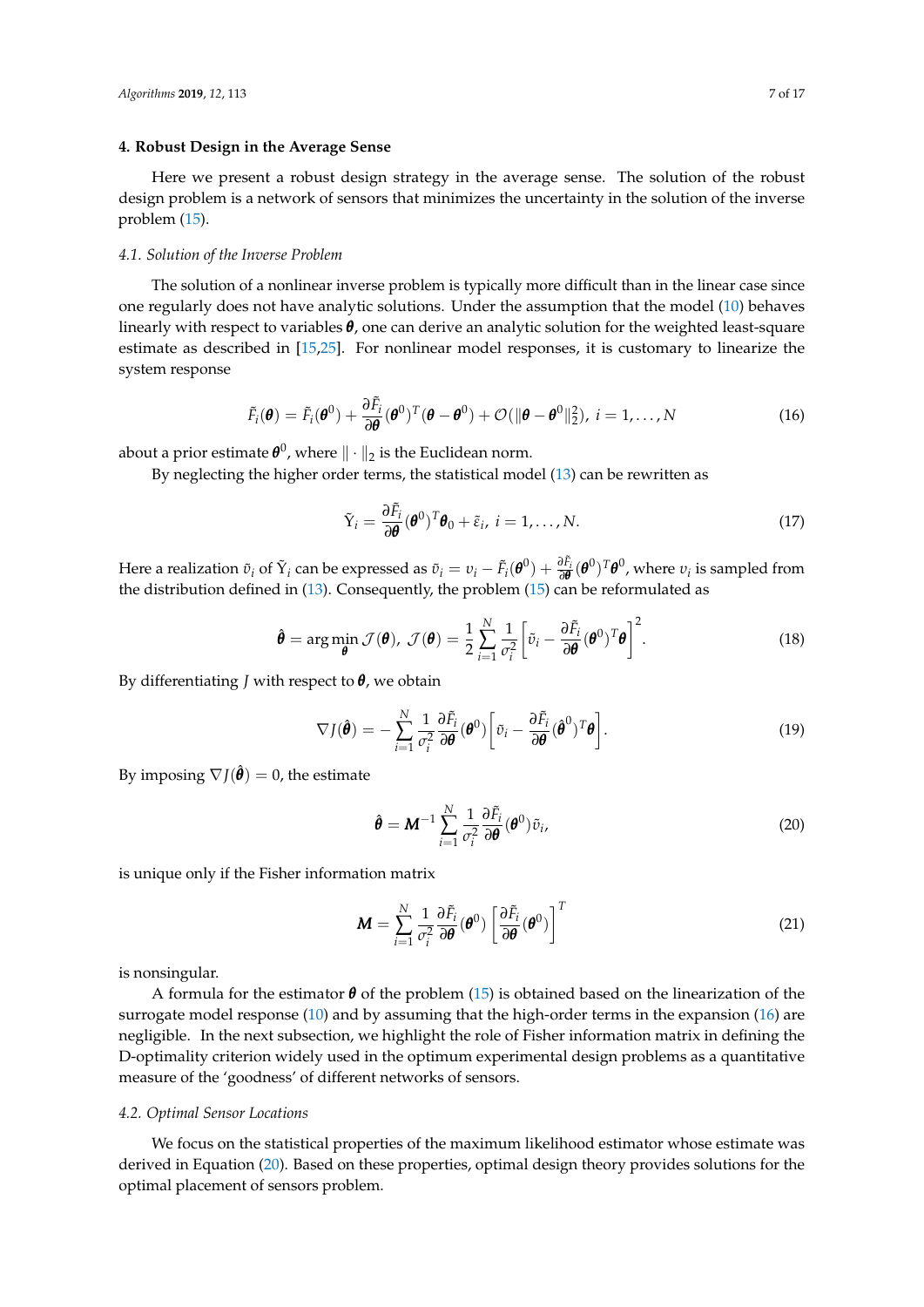## 4. Robust Design in the Average Sense

Here we present a robust design strategy in the average sense. The solution of the robust design problem is a network of sensors that minimizes the uncertainty in the solution of the inverse problem (15).

### 4.1. Solution of the Inverse Problem

The solution of a nonlinear inverse problem is typically more difficult than in the linear case since one regularly does not have analytic solutions. Under the assumption that the model (10) behaves linearly with respect to variables $\boldsymbol{\theta}$, one can derive an analytic solution for the weighted least-square estimate as described in [15,25]. For nonlinear model responses, it is customary to linearize the system response

$$\tilde{F}_i(\boldsymbol{\theta}) = \tilde{F}_i(\boldsymbol{\theta}^0) + \frac{\partial \tilde{F}_i}{\partial \boldsymbol{\theta}}(\boldsymbol{\theta}^0)^T(\boldsymbol{\theta} - \boldsymbol{\theta}^0) + \mathcal{O}(\|\boldsymbol{\theta} - \boldsymbol{\theta}^0\|_2^2),\ i = 1, \ldots, N \tag{16}$$

about a prior estimate $\boldsymbol{\theta}^0$, where $\|\cdot\|_2$ is the Euclidean norm.

By neglecting the higher order terms, the statistical model (13) can be rewritten as

$$\tilde{Y}_i = \frac{\partial \tilde{F}_i}{\partial \boldsymbol{\theta}}(\boldsymbol{\theta}^0)^T \boldsymbol{\theta}_0 + \tilde{\varepsilon}_i,\ i = 1, \ldots, N. \tag{17}$$

Here a realization $\tilde{v}_i$ of $\tilde{Y}_i$ can be expressed as $\tilde{v}_i = v_i - \tilde{F}_i(\boldsymbol{\theta}^0) + \frac{\partial \tilde{F}_i}{\partial \boldsymbol{\theta}}(\boldsymbol{\theta}^0)^T \boldsymbol{\theta}^0$, where $v_i$ is sampled from the distribution defined in (13). Consequently, the problem (15) can be reformulated as

$$\hat{\boldsymbol{\theta}} = \arg\min_{\boldsymbol{\theta}} \mathcal{J}(\boldsymbol{\theta}),\ \mathcal{J}(\boldsymbol{\theta}) = \frac{1}{2}\sum_{i=1}^{N} \frac{1}{\sigma_i^2}\left[\tilde{v}_i - \frac{\partial \tilde{F}_i}{\partial \boldsymbol{\theta}}(\boldsymbol{\theta}^0)^T \boldsymbol{\theta}\right]^2. \tag{18}$$

By differentiating $J$ with respect to $\boldsymbol{\theta}$, we obtain

$$\nabla J(\hat{\boldsymbol{\theta}}) = -\sum_{i=1}^{N} \frac{1}{\sigma_i^2} \frac{\partial \tilde{F}_i}{\partial \boldsymbol{\theta}}(\boldsymbol{\theta}^0)\left[\tilde{v}_i - \frac{\partial \tilde{F}_i}{\partial \boldsymbol{\theta}}(\hat{\boldsymbol{\theta}}^0)^T \boldsymbol{\theta}\right]. \tag{19}$$

By imposing $\nabla J(\hat{\boldsymbol{\theta}}) = 0$, the estimate

$$\hat{\boldsymbol{\theta}} = \boldsymbol{M}^{-1}\sum_{i=1}^{N} \frac{1}{\sigma_i^2} \frac{\partial \tilde{F}_i}{\partial \boldsymbol{\theta}}(\boldsymbol{\theta}^0)\tilde{v}_i, \tag{20}$$

is unique only if the Fisher information matrix

$$\boldsymbol{M} = \sum_{i=1}^{N} \frac{1}{\sigma_i^2} \frac{\partial \tilde{F}_i}{\partial \boldsymbol{\theta}}(\boldsymbol{\theta}^0)\left[\frac{\partial \tilde{F}_i}{\partial \boldsymbol{\theta}}(\boldsymbol{\theta}^0)\right]^T \tag{21}$$

is nonsingular.

A formula for the estimator $\boldsymbol{\theta}$ of the problem (15) is obtained based on the linearization of the surrogate model response (10) and by assuming that the high-order terms in the expansion (16) are negligible. In the next subsection, we highlight the role of Fisher information matrix in defining the D-optimality criterion widely used in the optimum experimental design problems as a quantitative measure of the 'goodness' of different networks of sensors.

### 4.2. Optimal Sensor Locations

We focus on the statistical properties of the maximum likelihood estimator whose estimate was derived in Equation (20). Based on these properties, optimal design theory provides solutions for the optimal placement of sensors problem.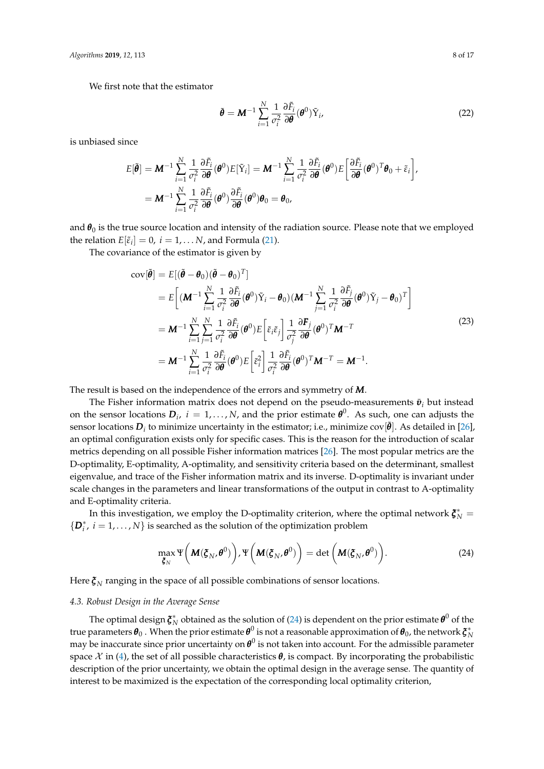We first note that the estimator

$$\tilde{\boldsymbol{\theta}} = \boldsymbol{M}^{-1} \sum_{i=1}^{N} \frac{1}{\sigma_i^2} \frac{\partial \tilde{F}_i}{\partial \boldsymbol{\theta}}(\boldsymbol{\theta}^0) \tilde{\Upsilon}_i, \tag{22}$$

is unbiased since

$$\begin{aligned} E[\tilde{\boldsymbol{\theta}}] &= \boldsymbol{M}^{-1} \sum_{i=1}^{N} \frac{1}{\sigma_i^2} \frac{\partial \tilde{F}_i}{\partial \boldsymbol{\theta}}(\boldsymbol{\theta}^0) E[\tilde{\Upsilon}_i] = \boldsymbol{M}^{-1} \sum_{i=1}^{N} \frac{1}{\sigma_i^2} \frac{\partial \tilde{F}_i}{\partial \boldsymbol{\theta}}(\boldsymbol{\theta}^0) E\left[ \frac{\partial \tilde{F}_i}{\partial \boldsymbol{\theta}}(\boldsymbol{\theta}^0)^T \boldsymbol{\theta}_0 + \tilde{\varepsilon}_i \right], \\ &= \boldsymbol{M}^{-1} \sum_{i=1}^{N} \frac{1}{\sigma_i^2} \frac{\partial \tilde{F}_i}{\partial \boldsymbol{\theta}}(\boldsymbol{\theta}^0) \frac{\partial \tilde{F}_i}{\partial \boldsymbol{\theta}}(\boldsymbol{\theta}^0) \boldsymbol{\theta}_0 = \boldsymbol{\theta}_0, \end{aligned}$$

and $\boldsymbol{\theta}_0$ is the true source location and intensity of the radiation source. Please note that we employed the relation $E[\tilde{\varepsilon}_i] = 0,\ i = 1, \ldots N$, and Formula (21).

The covariance of the estimator is given by

$$\begin{aligned} \text{cov}[\tilde{\boldsymbol{\theta}}] &= E[(\tilde{\boldsymbol{\theta}} - \boldsymbol{\theta}_0)(\tilde{\boldsymbol{\theta}} - \boldsymbol{\theta}_0)^T] \\ &= E\left[ (\boldsymbol{M}^{-1} \sum_{i=1}^{N} \frac{1}{\sigma_i^2} \frac{\partial \tilde{F}_i}{\partial \boldsymbol{\theta}}(\boldsymbol{\theta}^0) \tilde{\Upsilon}_i - \boldsymbol{\theta}_0)(\boldsymbol{M}^{-1} \sum_{j=1}^{N} \frac{1}{\sigma_i^2} \frac{\partial \tilde{F}_j}{\partial \boldsymbol{\theta}}(\boldsymbol{\theta}^0) \tilde{\Upsilon}_j - \boldsymbol{\theta}_0)^T \right] \\ &= \boldsymbol{M}^{-1} \sum_{i=1}^{N} \sum_{j=1}^{N} \frac{1}{\sigma_i^2} \frac{\partial \tilde{F}_i}{\partial \boldsymbol{\theta}}(\boldsymbol{\theta}^0) E\left[ \tilde{\varepsilon}_i \tilde{\varepsilon}_j \right] \frac{1}{\sigma_j^2} \frac{\partial \boldsymbol{F}_j}{\partial \boldsymbol{\theta}}(\boldsymbol{\theta}^0)^T \boldsymbol{M}^{-T} \\ &= \boldsymbol{M}^{-1} \sum_{i=1}^{N} \frac{1}{\sigma_i^2} \frac{\partial \tilde{F}_i}{\partial \boldsymbol{\theta}}(\boldsymbol{\theta}^0) E\left[ \tilde{\varepsilon}_i^2 \right] \frac{1}{\sigma_i^2} \frac{\partial \tilde{F}_i}{\partial \boldsymbol{\theta}}(\boldsymbol{\theta}^0)^T \boldsymbol{M}^{-T} = \boldsymbol{M}^{-1}. \end{aligned} \tag{23}$$

The result is based on the independence of the errors and symmetry of $\boldsymbol{M}$.

The Fisher information matrix does not depend on the pseudo-measurements $\tilde{\boldsymbol{v}}_i$ but instead on the sensor locations $\boldsymbol{D}_i,\ i = 1, \ldots, N$, and the prior estimate $\boldsymbol{\theta}^0$. As such, one can adjusts the sensor locations $\boldsymbol{D}_i$ to minimize uncertainty in the estimator; i.e., minimize $\text{cov}[\tilde{\boldsymbol{\theta}}]$. As detailed in [26], an optimal configuration exists only for specific cases. This is the reason for the introduction of scalar metrics depending on all possible Fisher information matrices [26]. The most popular metrics are the D-optimality, E-optimality, A-optimality, and sensitivity criteria based on the determinant, smallest eigenvalue, and trace of the Fisher information matrix and its inverse. D-optimality is invariant under scale changes in the parameters and linear transformations of the output in contrast to A-optimality and E-optimality criteria.

In this investigation, we employ the D-optimality criterion, where the optimal network $\boldsymbol{\xi}_N^* = \{\boldsymbol{D}_i^*,\ i = 1, \ldots, N\}$ is searched as the solution of the optimization problem

$$\max_{\boldsymbol{\xi}_N} \Psi\left( \boldsymbol{M}(\boldsymbol{\xi}_N, \boldsymbol{\theta}^0) \right), \Psi\left( \boldsymbol{M}(\boldsymbol{\xi}_N, \boldsymbol{\theta}^0) \right) = \det\left( \boldsymbol{M}(\boldsymbol{\xi}_N, \boldsymbol{\theta}^0) \right). \tag{24}$$

Here $\boldsymbol{\xi}_N$ ranging in the space of all possible combinations of sensor locations.

### 4.3. Robust Design in the Average Sense

The optimal design $\boldsymbol{\xi}_N^*$ obtained as the solution of (24) is dependent on the prior estimate $\boldsymbol{\theta}^0$ of the true parameters $\boldsymbol{\theta}_0$ . When the prior estimate $\boldsymbol{\theta}^0$ is not a reasonable approximation of $\boldsymbol{\theta}_0$, the network $\boldsymbol{\xi}_N^*$ may be inaccurate since prior uncertainty on $\boldsymbol{\theta}^0$ is not taken into account. For the admissible parameter space $\mathcal{X}$ in (4), the set of all possible characteristics $\boldsymbol{\theta}$, is compact. By incorporating the probabilistic description of the prior uncertainty, we obtain the optimal design in the average sense. The quantity of interest to be maximized is the expectation of the corresponding local optimality criterion,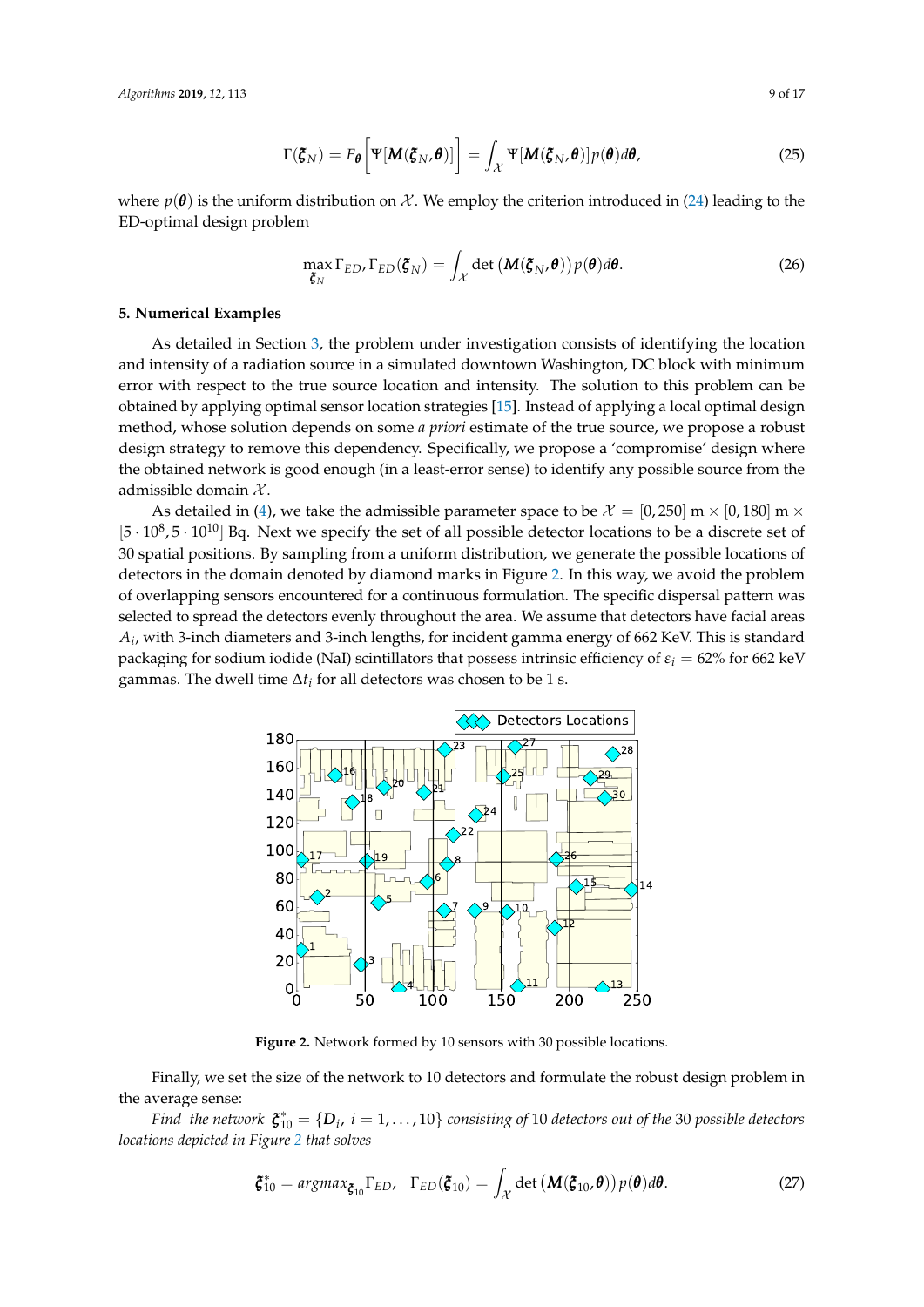$$\Gamma(\boldsymbol{\xi}_N) = E_{\boldsymbol{\theta}}\left[\Psi[\boldsymbol{M}(\boldsymbol{\xi}_N, \boldsymbol{\theta})]\right] = \int_{\mathcal{X}} \Psi[\boldsymbol{M}(\boldsymbol{\xi}_N, \boldsymbol{\theta})] p(\boldsymbol{\theta}) d\boldsymbol{\theta}, \tag{25}$$

where $p(\boldsymbol{\theta})$ is the uniform distribution on $\mathcal{X}$. We employ the criterion introduced in (24) leading to the ED-optimal design problem

$$\max_{\boldsymbol{\xi}_N} \Gamma_{ED}, \Gamma_{ED}(\boldsymbol{\xi}_N) = \int_{\mathcal{X}} \det\left(\boldsymbol{M}(\boldsymbol{\xi}_N, \boldsymbol{\theta})\right) p(\boldsymbol{\theta}) d\boldsymbol{\theta}. \tag{26}$$

## 5. Numerical Examples

As detailed in Section 3, the problem under investigation consists of identifying the location and intensity of a radiation source in a simulated downtown Washington, DC block with minimum error with respect to the true source location and intensity. The solution to this problem can be obtained by applying optimal sensor location strategies [15]. Instead of applying a local optimal design method, whose solution depends on some *a priori* estimate of the true source, we propose a robust design strategy to remove this dependency. Specifically, we propose a 'compromise' design where the obtained network is good enough (in a least-error sense) to identify any possible source from the admissible domain $\mathcal{X}$.

As detailed in (4), we take the admissible parameter space to be $\mathcal{X} = [0, 250]$ m $\times$ $[0, 180]$ m $\times$ $[5 \cdot 10^8, 5 \cdot 10^{10}]$ Bq. Next we specify the set of all possible detector locations to be a discrete set of 30 spatial positions. By sampling from a uniform distribution, we generate the possible locations of detectors in the domain denoted by diamond marks in Figure 2. In this way, we avoid the problem of overlapping sensors encountered for a continuous formulation. The specific dispersal pattern was selected to spread the detectors evenly throughout the area. We assume that detectors have facial areas $A_i$, with 3-inch diameters and 3-inch lengths, for incident gamma energy of 662 KeV. This is standard packaging for sodium iodide (NaI) scintillators that possess intrinsic efficiency of $\varepsilon_i = 62\%$ for 662 keV gammas. The dwell time $\Delta t_i$ for all detectors was chosen to be 1 s.

**Figure 2.** Network formed by 10 sensors with 30 possible locations.

Finally, we set the size of the network to 10 detectors and formulate the robust design problem in the average sense:

*Find the network* $\boldsymbol{\xi}_{10}^* = \{\boldsymbol{D}_i, \; i = 1, \ldots, 10\}$ *consisting of* 10 *detectors out of the* 30 *possible detectors locations depicted in Figure 2 that solves*

$$\boldsymbol{\xi}_{10}^* = argmax_{\boldsymbol{\xi}_{10}} \Gamma_{ED}, \quad \Gamma_{ED}(\boldsymbol{\xi}_{10}) = \int_{\mathcal{X}} \det\left(\boldsymbol{M}(\boldsymbol{\xi}_{10}, \boldsymbol{\theta})\right) p(\boldsymbol{\theta}) d\boldsymbol{\theta}. \tag{27}$$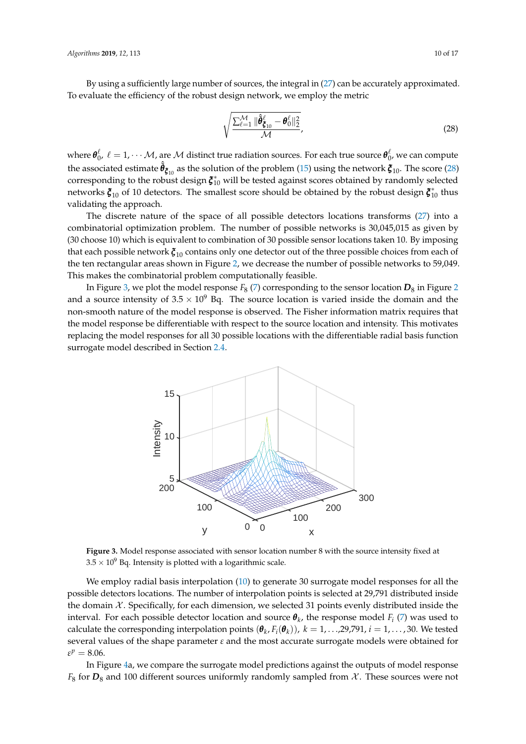By using a sufficiently large number of sources, the integral in (27) can be accurately approximated. To evaluate the efficiency of the robust design network, we employ the metric

$$\sqrt{\frac{\sum_{\ell=1}^{\mathcal{M}} \|\hat{\hat{\boldsymbol{\theta}}}^{\ell}_{\boldsymbol{\xi}_{10}} - \boldsymbol{\theta}^{\ell}_0\|_2^2}{\mathcal{M}}}, \tag{28}$$

where $\boldsymbol{\theta}^{\ell}_0$, $\ell = 1, \cdots \mathcal{M}$, are $\mathcal{M}$ distinct true radiation sources. For each true source $\boldsymbol{\theta}^{\ell}_0$, we can compute the associated estimate $\hat{\hat{\boldsymbol{\theta}}}_{\boldsymbol{\xi}_{10}}$ as the solution of the problem (15) using the network $\boldsymbol{\xi}_{10}$. The score (28) corresponding to the robust design $\boldsymbol{\xi}^*_{10}$ will be tested against scores obtained by randomly selected networks $\boldsymbol{\xi}_{10}$ of 10 detectors. The smallest score should be obtained by the robust design $\boldsymbol{\xi}^*_{10}$ thus validating the approach.

The discrete nature of the space of all possible detectors locations transforms (27) into a combinatorial optimization problem. The number of possible networks is 30,045,015 as given by (30 choose 10) which is equivalent to combination of 30 possible sensor locations taken 10. By imposing that each possible network $\boldsymbol{\xi}_{10}$ contains only one detector out of the three possible choices from each of the ten rectangular areas shown in Figure 2, we decrease the number of possible networks to 59,049. This makes the combinatorial problem computationally feasible.

In Figure 3, we plot the model response $F_8$ (7) corresponding to the sensor location $\boldsymbol{D}_8$ in Figure 2 and a source intensity of $3.5 \times 10^9$ Bq. The source location is varied inside the domain and the non-smooth nature of the model response is observed. The Fisher information matrix requires that the model response be differentiable with respect to the source location and intensity. This motivates replacing the model responses for all 30 possible locations with the differentiable radial basis function surrogate model described in Section 2.4.

**Figure 3.** Model response associated with sensor location number 8 with the source intensity fixed at $3.5 \times 10^9$ Bq. Intensity is plotted with a logarithmic scale.

We employ radial basis interpolation (10) to generate 30 surrogate model responses for all the possible detectors locations. The number of interpolation points is selected at 29,791 distributed inside the domain $\mathcal{X}$. Specifically, for each dimension, we selected 31 points evenly distributed inside the interval. For each possible detector location and source $\boldsymbol{\theta}_k$, the response model $F_i$ (7) was used to calculate the corresponding interpolation points $(\boldsymbol{\theta}_k, F_i(\boldsymbol{\theta}_k))$, $k = 1, \ldots$,29,791, $i = 1, \ldots, 30$. We tested several values of the shape parameter $\varepsilon$ and the most accurate surrogate models were obtained for $\varepsilon^p = 8.06$.

In Figure 4a, we compare the surrogate model predictions against the outputs of model response $F_8$ for $\boldsymbol{D}_8$ and 100 different sources uniformly randomly sampled from $\mathcal{X}$. These sources were not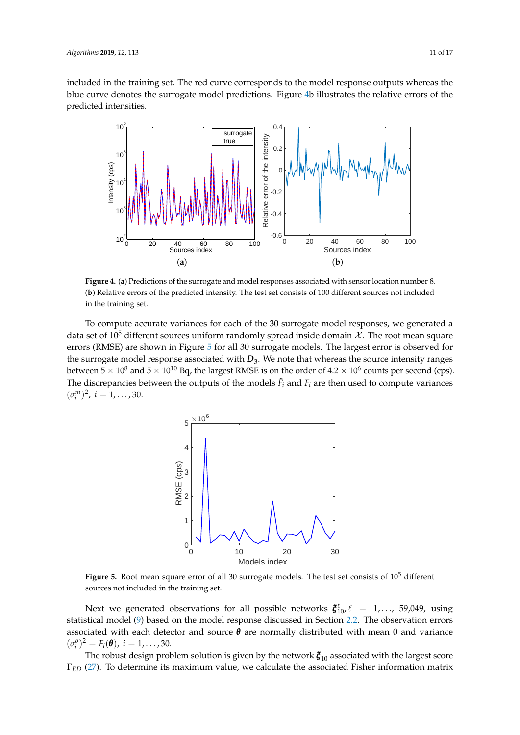included in the training set. The red curve corresponds to the model response outputs whereas the blue curve denotes the surrogate model predictions. Figure 4b illustrates the relative errors of the predicted intensities.

**Figure 4.** (**a**) Predictions of the surrogate and model responses associated with sensor location number 8. (**b**) Relative errors of the predicted intensity. The test set consists of 100 different sources not included in the training set.

To compute accurate variances for each of the 30 surrogate model responses, we generated a data set of $10^5$ different sources uniform randomly spread inside domain $\mathcal{X}$. The root mean square errors (RMSE) are shown in Figure 5 for all 30 surrogate models. The largest error is observed for the surrogate model response associated with $\boldsymbol{D}_3$. We note that whereas the source intensity ranges between $5 \times 10^8$ and $5 \times 10^{10}$ Bq, the largest RMSE is on the order of $4.2 \times 10^6$ counts per second (cps). The discrepancies between the outputs of the models $\tilde{F}_i$ and $F_i$ are then used to compute variances $(\sigma_i^m)^2$, $i = 1, \ldots, 30$.

**Figure 5.** Root mean square error of all 30 surrogate models. The test set consists of $10^5$ different sources not included in the training set.

Next we generated observations for all possible networks $\boldsymbol{\xi}_{10}^{\ell}, \ell = 1, \ldots, 59{,}049$, using statistical model (9) based on the model response discussed in Section 2.2. The observation errors associated with each detector and source $\boldsymbol{\theta}$ are normally distributed with mean 0 and variance $(\sigma_i^o)^2 = F_i(\boldsymbol{\theta})$, $i = 1, \ldots, 30$.

The robust design problem solution is given by the network $\boldsymbol{\xi}_{10}$ associated with the largest score $\Gamma_{ED}$ (27). To determine its maximum value, we calculate the associated Fisher information matrix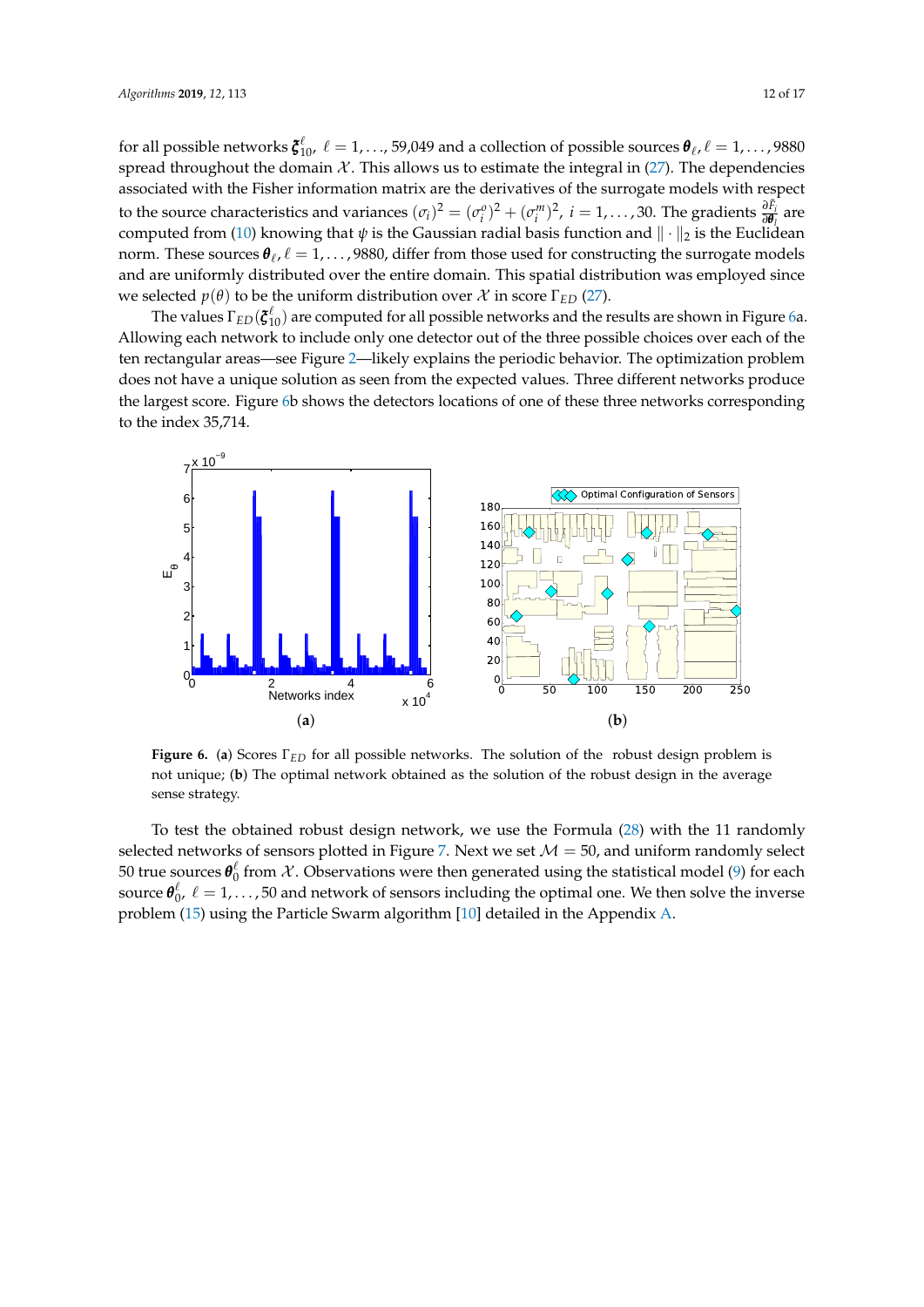for all possible networks $\boldsymbol{\xi}_{10}^{\ell}$, $\ell = 1, \ldots, 59{,}049$ and a collection of possible sources $\boldsymbol{\theta}_{\ell}, \ell = 1, \ldots, 9880$ spread throughout the domain $\mathcal{X}$. This allows us to estimate the integral in (27). The dependencies associated with the Fisher information matrix are the derivatives of the surrogate models with respect to the source characteristics and variances $(\sigma_i)^2 = (\sigma_i^o)^2 + (\sigma_i^m)^2$, $i = 1, \ldots, 30$. The gradients $\frac{\partial \hat{F}_i}{\partial \boldsymbol{\theta}_l}$ are computed from (10) knowing that $\psi$ is the Gaussian radial basis function and $\| \cdot \|_2$ is the Euclidean norm. These sources $\boldsymbol{\theta}_{\ell}, \ell = 1, \ldots, 9880$, differ from those used for constructing the surrogate models and are uniformly distributed over the entire domain. This spatial distribution was employed since we selected $p(\theta)$ to be the uniform distribution over $\mathcal{X}$ in score $\Gamma_{ED}$ (27).

The values $\Gamma_{ED}(\boldsymbol{\xi}_{10}^{\ell})$ are computed for all possible networks and the results are shown in Figure 6a. Allowing each network to include only one detector out of the three possible choices over each of the ten rectangular areas—see Figure 2—likely explains the periodic behavior. The optimization problem does not have a unique solution as seen from the expected values. Three different networks produce the largest score. Figure 6b shows the detectors locations of one of these three networks corresponding to the index 35,714.

**Figure 6.** (**a**) Scores $\Gamma_{ED}$ for all possible networks. The solution of the robust design problem is not unique; (**b**) The optimal network obtained as the solution of the robust design in the average sense strategy.

To test the obtained robust design network, we use the Formula (28) with the 11 randomly selected networks of sensors plotted in Figure 7. Next we set $\mathcal{M} = 50$, and uniform randomly select 50 true sources $\boldsymbol{\theta}_0^{\ell}$ from $\mathcal{X}$. Observations were then generated using the statistical model (9) for each source $\boldsymbol{\theta}_0^{\ell}$, $\ell = 1, \ldots, 50$ and network of sensors including the optimal one. We then solve the inverse problem (15) using the Particle Swarm algorithm [10] detailed in the Appendix A.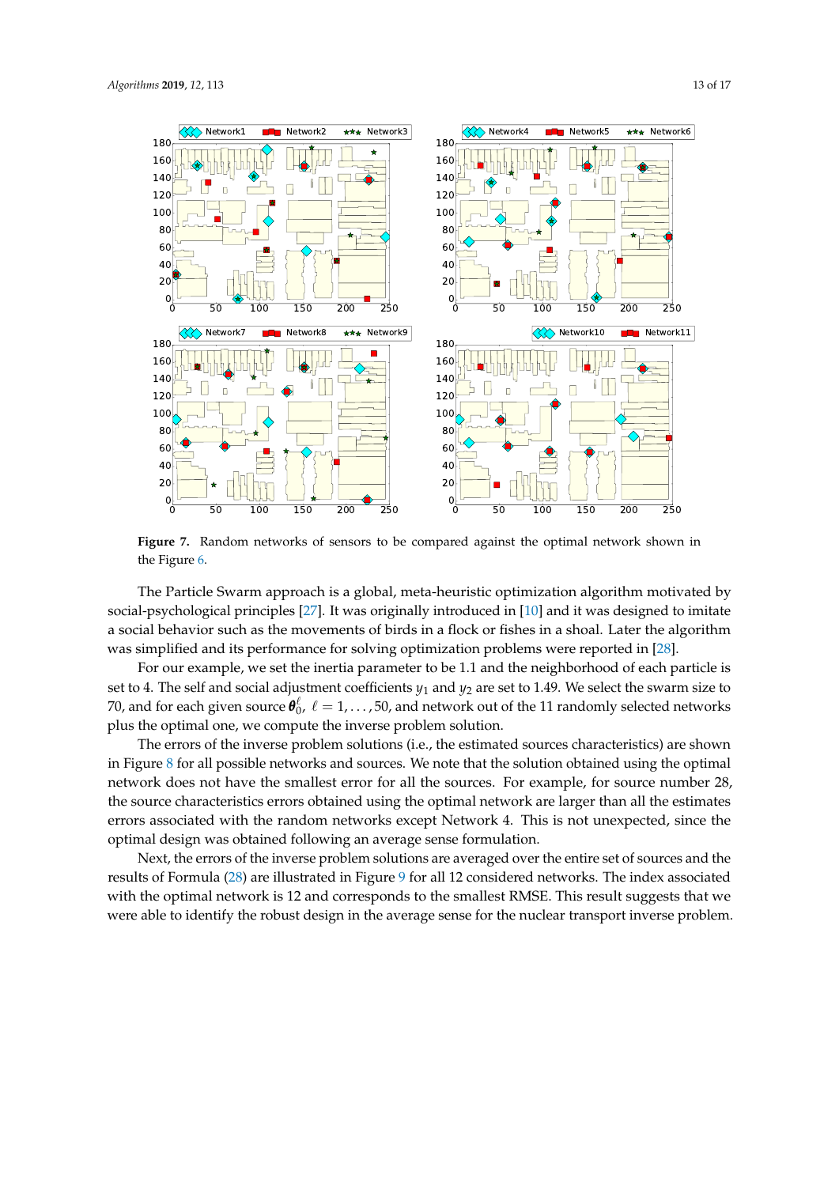**Figure 7.** Random networks of sensors to be compared against the optimal network shown in the Figure 6.

The Particle Swarm approach is a global, meta-heuristic optimization algorithm motivated by social-psychological principles [27]. It was originally introduced in [10] and it was designed to imitate a social behavior such as the movements of birds in a flock or fishes in a shoal. Later the algorithm was simplified and its performance for solving optimization problems were reported in [28].

For our example, we set the inertia parameter to be 1.1 and the neighborhood of each particle is set to 4. The self and social adjustment coefficients $y_1$ and $y_2$ are set to 1.49. We select the swarm size to 70, and for each given source $\boldsymbol{\theta}_0^{\ell}$, $\ell = 1, \ldots, 50$, and network out of the 11 randomly selected networks plus the optimal one, we compute the inverse problem solution.

The errors of the inverse problem solutions (i.e., the estimated sources characteristics) are shown in Figure 8 for all possible networks and sources. We note that the solution obtained using the optimal network does not have the smallest error for all the sources. For example, for source number 28, the source characteristics errors obtained using the optimal network are larger than all the estimates errors associated with the random networks except Network 4. This is not unexpected, since the optimal design was obtained following an average sense formulation.

Next, the errors of the inverse problem solutions are averaged over the entire set of sources and the results of Formula (28) are illustrated in Figure 9 for all 12 considered networks. The index associated with the optimal network is 12 and corresponds to the smallest RMSE. This result suggests that we were able to identify the robust design in the average sense for the nuclear transport inverse problem.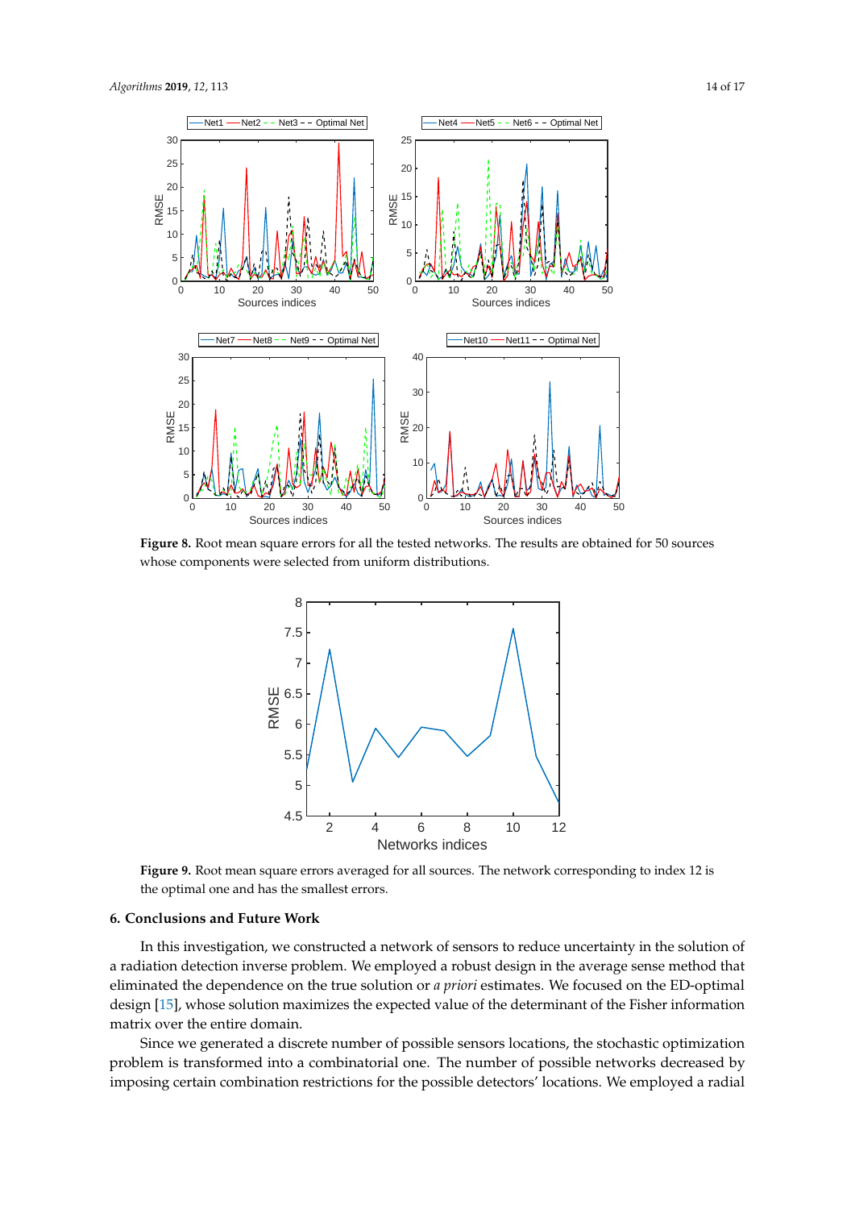**Figure 8.** Root mean square errors for all the tested networks. The results are obtained for 50 sources whose components were selected from uniform distributions.

**Figure 9.** Root mean square errors averaged for all sources. The network corresponding to index 12 is the optimal one and has the smallest errors.

## 6. Conclusions and Future Work

In this investigation, we constructed a network of sensors to reduce uncertainty in the solution of a radiation detection inverse problem. We employed a robust design in the average sense method that eliminated the dependence on the true solution or *a priori* estimates. We focused on the ED-optimal design [15], whose solution maximizes the expected value of the determinant of the Fisher information matrix over the entire domain.

Since we generated a discrete number of possible sensors locations, the stochastic optimization problem is transformed into a combinatorial one. The number of possible networks decreased by imposing certain combination restrictions for the possible detectors' locations. We employed a radial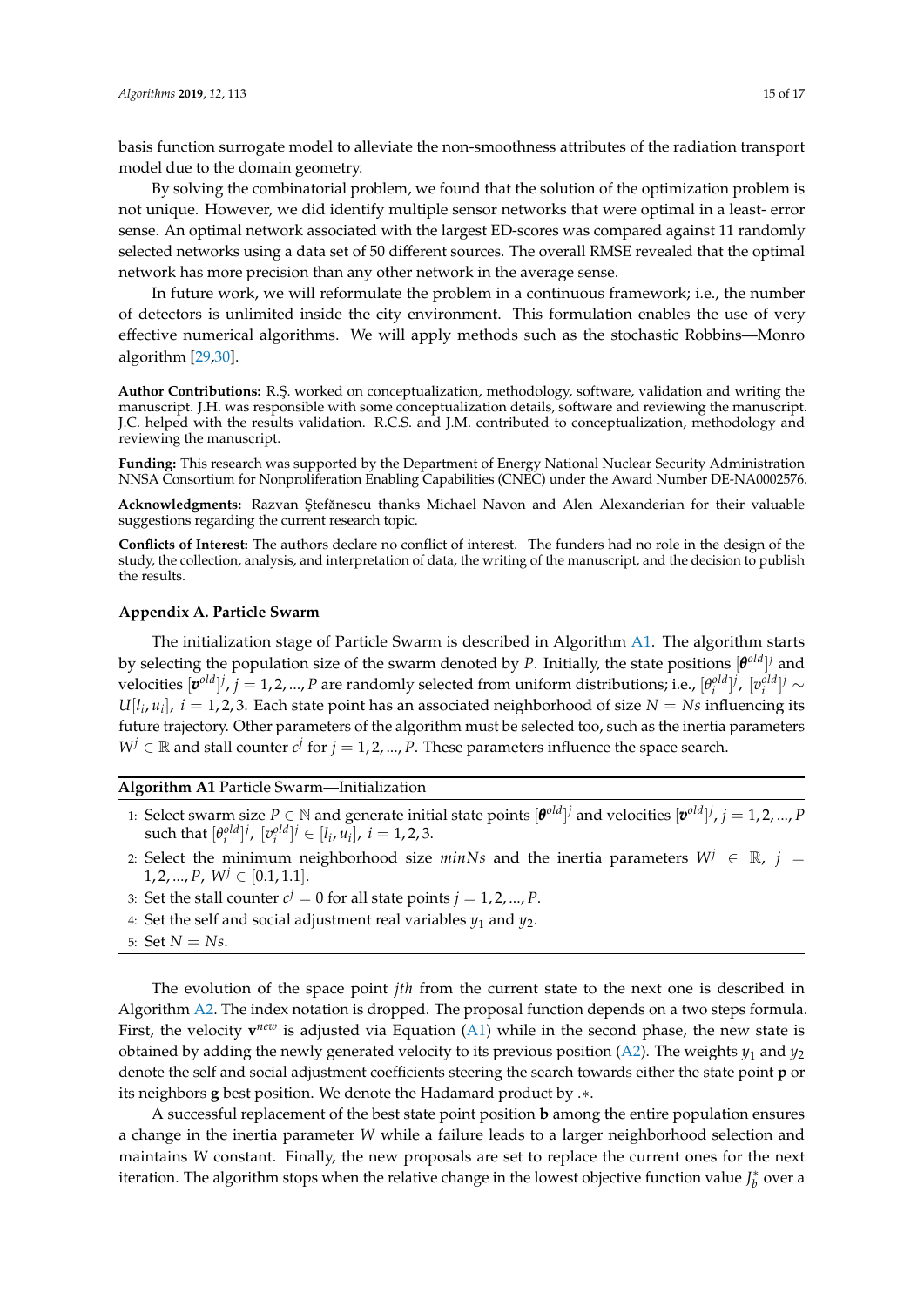basis function surrogate model to alleviate the non-smoothness attributes of the radiation transport model due to the domain geometry.

By solving the combinatorial problem, we found that the solution of the optimization problem is not unique. However, we did identify multiple sensor networks that were optimal in a least- error sense. An optimal network associated with the largest ED-scores was compared against 11 randomly selected networks using a data set of 50 different sources. The overall RMSE revealed that the optimal network has more precision than any other network in the average sense.

In future work, we will reformulate the problem in a continuous framework; i.e., the number of detectors is unlimited inside the city environment. This formulation enables the use of very effective numerical algorithms. We will apply methods such as the stochastic Robbins—Monro algorithm [29,30].

**Author Contributions:** R.Ș. worked on conceptualization, methodology, software, validation and writing the manuscript. J.H. was responsible with some conceptualization details, software and reviewing the manuscript. J.C. helped with the results validation. R.C.S. and J.M. contributed to conceptualization, methodology and reviewing the manuscript.

**Funding:** This research was supported by the Department of Energy National Nuclear Security Administration NNSA Consortium for Nonproliferation Enabling Capabilities (CNEC) under the Award Number DE-NA0002576.

**Acknowledgments:** Razvan Ștefănescu thanks Michael Navon and Alen Alexanderian for their valuable suggestions regarding the current research topic.

**Conflicts of Interest:** The authors declare no conflict of interest. The funders had no role in the design of the study, the collection, analysis, and interpretation of data, the writing of the manuscript, and the decision to publish the results.

## Appendix A. Particle Swarm

The initialization stage of Particle Swarm is described in Algorithm A1. The algorithm starts by selecting the population size of the swarm denoted by $P$. Initially, the state positions $[\boldsymbol{\theta}^{old}]^j$ and velocities $[\boldsymbol{v}^{old}]^j$, $j = 1, 2, ..., P$ are randomly selected from uniform distributions; i.e., $[\theta_i^{old}]^j,\ [v_i^{old}]^j \sim U[l_i, u_i],\ i = 1, 2, 3$. Each state point has an associated neighborhood of size $N = Ns$ influencing its future trajectory. Other parameters of the algorithm must be selected too, such as the inertia parameters $W^j \in \mathbb{R}$ and stall counter $c^j$ for $j = 1, 2, ..., P$. These parameters influence the space search.

---

**Algorithm A1** Particle Swarm—Initialization

---

1: Select swarm size $P \in \mathbb{N}$ and generate initial state points $[\boldsymbol{\theta}^{old}]^j$ and velocities $[\boldsymbol{v}^{old}]^j$, $j = 1, 2, ..., P$ such that $[\theta_i^{old}]^j,\ [v_i^{old}]^j \in [l_i, u_i],\ i = 1, 2, 3$.
2: Select the minimum neighborhood size $minNs$ and the inertia parameters $W^j \in \mathbb{R},\ j = 1, 2, ..., P,\ W^j \in [0.1, 1.1]$.
3: Set the stall counter $c^j = 0$ for all state points $j = 1, 2, ..., P$.
4: Set the self and social adjustment real variables $y_1$ and $y_2$.
5: Set $N = Ns$.

---

The evolution of the space point $jth$ from the current state to the next one is described in Algorithm A2. The index notation is dropped. The proposal function depends on a two steps formula. First, the velocity $\mathbf{v}^{new}$ is adjusted via Equation (A1) while in the second phase, the new state is obtained by adding the newly generated velocity to its previous position (A2). The weights $y_1$ and $y_2$ denote the self and social adjustment coefficients steering the search towards either the state point $\mathbf{p}$ or its neighbors $\mathbf{g}$ best position. We denote the Hadamard product by $.*$.

A successful replacement of the best state point position $\mathbf{b}$ among the entire population ensures a change in the inertia parameter $W$ while a failure leads to a larger neighborhood selection and maintains $W$ constant. Finally, the new proposals are set to replace the current ones for the next iteration. The algorithm stops when the relative change in the lowest objective function value $J_b^*$ over a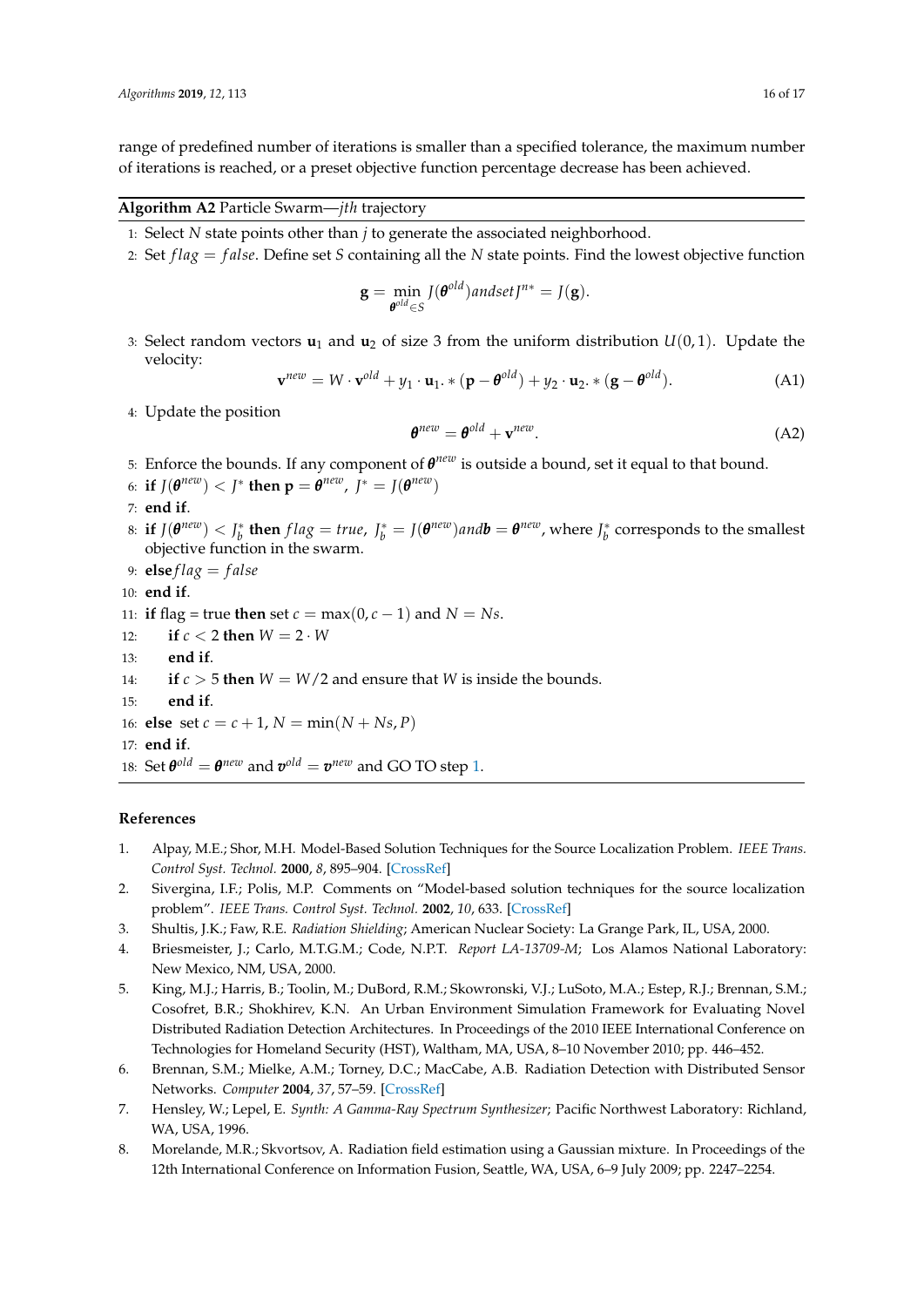range of predefined number of iterations is smaller than a specified tolerance, the maximum number of iterations is reached, or a preset objective function percentage decrease has been achieved.

---

**Algorithm A2** Particle Swarm—*jth* trajectory

---

1: Select $N$ state points other than $j$ to generate the associated neighborhood.

2: Set $flag = false$. Define set $S$ containing all the $N$ state points. Find the lowest objective function

$$\mathbf{g} = \min_{\boldsymbol{\theta}^{old} \in S} J(\boldsymbol{\theta}^{old}) and set J^{n*} = J(\mathbf{g}).$$

3: Select random vectors $\mathbf{u}_1$ and $\mathbf{u}_2$ of size 3 from the uniform distribution $U(0,1)$. Update the velocity:

$$\mathbf{v}^{new} = W \cdot \mathbf{v}^{old} + y_1 \cdot \mathbf{u}_1 .* (\mathbf{p} - \boldsymbol{\theta}^{old}) + y_2 \cdot \mathbf{u}_2 .* (\mathbf{g} - \boldsymbol{\theta}^{old}). \tag{A1}$$

4: Update the position

$$\boldsymbol{\theta}^{new} = \boldsymbol{\theta}^{old} + \mathbf{v}^{new}. \tag{A2}$$

5: Enforce the bounds. If any component of $\boldsymbol{\theta}^{new}$ is outside a bound, set it equal to that bound.

6: **if** $J(\boldsymbol{\theta}^{new}) < J^*$ **then** $\mathbf{p} = \boldsymbol{\theta}^{new}$, $J^* = J(\boldsymbol{\theta}^{new})$

7: **end if**.

8: **if** $J(\boldsymbol{\theta}^{new}) < J_b^*$ **then** $flag = true$, $J_b^* = J(\boldsymbol{\theta}^{new}) and \boldsymbol{b} = \boldsymbol{\theta}^{new}$, where $J_b^*$ corresponds to the smallest objective function in the swarm.

9: **else** $flag = false$

10: **end if**.

11: **if** flag = true **then** set $c = \max(0, c-1)$ and $N = Ns$.

12: **if** $c < 2$ **then** $W = 2 \cdot W$

13: **end if**.

14: **if** $c > 5$ **then** $W = W/2$ and ensure that $W$ is inside the bounds.

15: **end if**.

16: **else** set $c = c + 1$, $N = \min(N + Ns, P)$

17: **end if**.

18: Set $\boldsymbol{\theta}^{old} = \boldsymbol{\theta}^{new}$ and $\boldsymbol{v}^{old} = \boldsymbol{v}^{new}$ and GO TO step 1.

---

## References

1. Alpay, M.E.; Shor, M.H. Model-Based Solution Techniques for the Source Localization Problem. *IEEE Trans. Control Syst. Technol.* **2000**, *8*, 895–904. [CrossRef]
2. Sivergina, I.F.; Polis, M.P. Comments on "Model-based solution techniques for the source localization problem". *IEEE Trans. Control Syst. Technol.* **2002**, *10*, 633. [CrossRef]
3. Shultis, J.K.; Faw, R.E. *Radiation Shielding*; American Nuclear Society: La Grange Park, IL, USA, 2000.
4. Briesmeister, J.; Carlo, M.T.G.M.; Code, N.P.T. *Report LA-13709-M*; Los Alamos National Laboratory: New Mexico, NM, USA, 2000.
5. King, M.J.; Harris, B.; Toolin, M.; DuBord, R.M.; Skowronski, V.J.; LuSoto, M.A.; Estep, R.J.; Brennan, S.M.; Cosofret, B.R.; Shokhirev, K.N. An Urban Environment Simulation Framework for Evaluating Novel Distributed Radiation Detection Architectures. In Proceedings of the 2010 IEEE International Conference on Technologies for Homeland Security (HST), Waltham, MA, USA, 8–10 November 2010; pp. 446–452.
6. Brennan, S.M.; Mielke, A.M.; Torney, D.C.; MacCabe, A.B. Radiation Detection with Distributed Sensor Networks. *Computer* **2004**, *37*, 57–59. [CrossRef]
7. Hensley, W.; Lepel, E. *Synth: A Gamma-Ray Spectrum Synthesizer*; Pacific Northwest Laboratory: Richland, WA, USA, 1996.
8. Morelande, M.R.; Skvortsov, A. Radiation field estimation using a Gaussian mixture. In Proceedings of the 12th International Conference on Information Fusion, Seattle, WA, USA, 6–9 July 2009; pp. 2247–2254.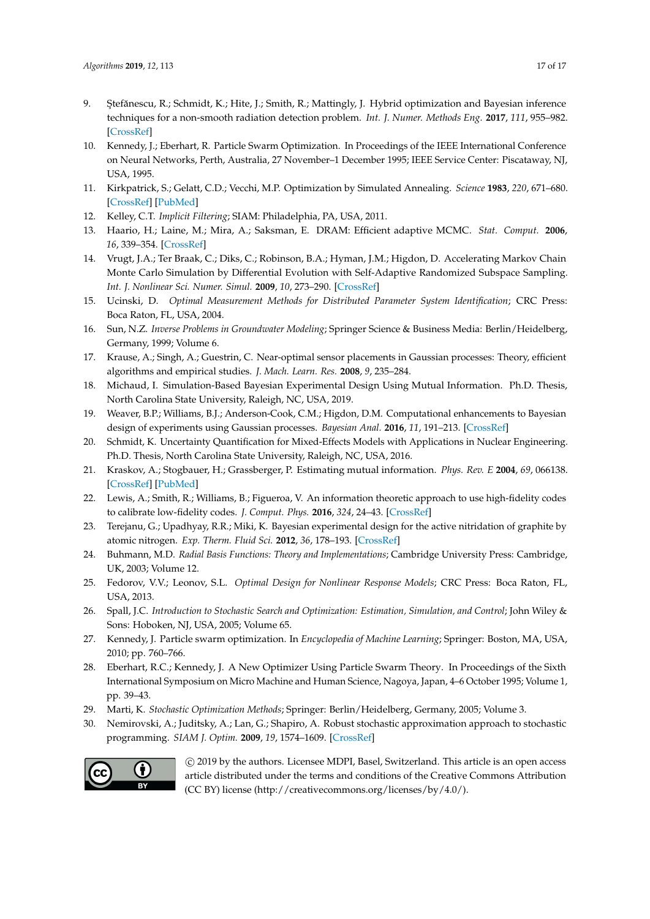9. Ştefănescu, R.; Schmidt, K.; Hite, J.; Smith, R.; Mattingly, J. Hybrid optimization and Bayesian inference techniques for a non-smooth radiation detection problem. *Int. J. Numer. Methods Eng.* **2017**, *111*, 955–982. [CrossRef]
10. Kennedy, J.; Eberhart, R. Particle Swarm Optimization. In Proceedings of the IEEE International Conference on Neural Networks, Perth, Australia, 27 November–1 December 1995; IEEE Service Center: Piscataway, NJ, USA, 1995.
11. Kirkpatrick, S.; Gelatt, C.D.; Vecchi, M.P. Optimization by Simulated Annealing. *Science* **1983**, *220*, 671–680. [CrossRef] [PubMed]
12. Kelley, C.T. *Implicit Filtering*; SIAM: Philadelphia, PA, USA, 2011.
13. Haario, H.; Laine, M.; Mira, A.; Saksman, E. DRAM: Efficient adaptive MCMC. *Stat. Comput.* **2006**, *16*, 339–354. [CrossRef]
14. Vrugt, J.A.; Ter Braak, C.; Diks, C.; Robinson, B.A.; Hyman, J.M.; Higdon, D. Accelerating Markov Chain Monte Carlo Simulation by Differential Evolution with Self-Adaptive Randomized Subspace Sampling. *Int. J. Nonlinear Sci. Numer. Simul.* **2009**, *10*, 273–290. [CrossRef]
15. Ucinski, D. *Optimal Measurement Methods for Distributed Parameter System Identification*; CRC Press: Boca Raton, FL, USA, 2004.
16. Sun, N.Z. *Inverse Problems in Groundwater Modeling*; Springer Science & Business Media: Berlin/Heidelberg, Germany, 1999; Volume 6.
17. Krause, A.; Singh, A.; Guestrin, C. Near-optimal sensor placements in Gaussian processes: Theory, efficient algorithms and empirical studies. *J. Mach. Learn. Res.* **2008**, *9*, 235–284.
18. Michaud, I. Simulation-Based Bayesian Experimental Design Using Mutual Information. Ph.D. Thesis, North Carolina State University, Raleigh, NC, USA, 2019.
19. Weaver, B.P.; Williams, B.J.; Anderson-Cook, C.M.; Higdon, D.M. Computational enhancements to Bayesian design of experiments using Gaussian processes. *Bayesian Anal.* **2016**, *11*, 191–213. [CrossRef]
20. Schmidt, K. Uncertainty Quantification for Mixed-Effects Models with Applications in Nuclear Engineering. Ph.D. Thesis, North Carolina State University, Raleigh, NC, USA, 2016.
21. Kraskov, A.; Stogbauer, H.; Grassberger, P. Estimating mutual information. *Phys. Rev. E* **2004**, *69*, 066138. [CrossRef] [PubMed]
22. Lewis, A.; Smith, R.; Williams, B.; Figueroa, V. An information theoretic approach to use high-fidelity codes to calibrate low-fidelity codes. *J. Comput. Phys.* **2016**, *324*, 24–43. [CrossRef]
23. Terejanu, G.; Upadhyay, R.R.; Miki, K. Bayesian experimental design for the active nitridation of graphite by atomic nitrogen. *Exp. Therm. Fluid Sci.* **2012**, *36*, 178–193. [CrossRef]
24. Buhmann, M.D. *Radial Basis Functions: Theory and Implementations*; Cambridge University Press: Cambridge, UK, 2003; Volume 12.
25. Fedorov, V.V.; Leonov, S.L. *Optimal Design for Nonlinear Response Models*; CRC Press: Boca Raton, FL, USA, 2013.
26. Spall, J.C. *Introduction to Stochastic Search and Optimization: Estimation, Simulation, and Control*; John Wiley & Sons: Hoboken, NJ, USA, 2005; Volume 65.
27. Kennedy, J. Particle swarm optimization. In *Encyclopedia of Machine Learning*; Springer: Boston, MA, USA, 2010; pp. 760–766.
28. Eberhart, R.C.; Kennedy, J. A New Optimizer Using Particle Swarm Theory. In Proceedings of the Sixth International Symposium on Micro Machine and Human Science, Nagoya, Japan, 4–6 October 1995; Volume 1, pp. 39–43.
29. Marti, K. *Stochastic Optimization Methods*; Springer: Berlin/Heidelberg, Germany, 2005; Volume 3.
30. Nemirovski, A.; Juditsky, A.; Lan, G.; Shapiro, A. Robust stochastic approximation approach to stochastic programming. *SIAM J. Optim.* **2009**, *19*, 1574–1609. [CrossRef]

© 2019 by the authors. Licensee MDPI, Basel, Switzerland. This article is an open access article distributed under the terms and conditions of the Creative Commons Attribution (CC BY) license (http://creativecommons.org/licenses/by/4.0/).